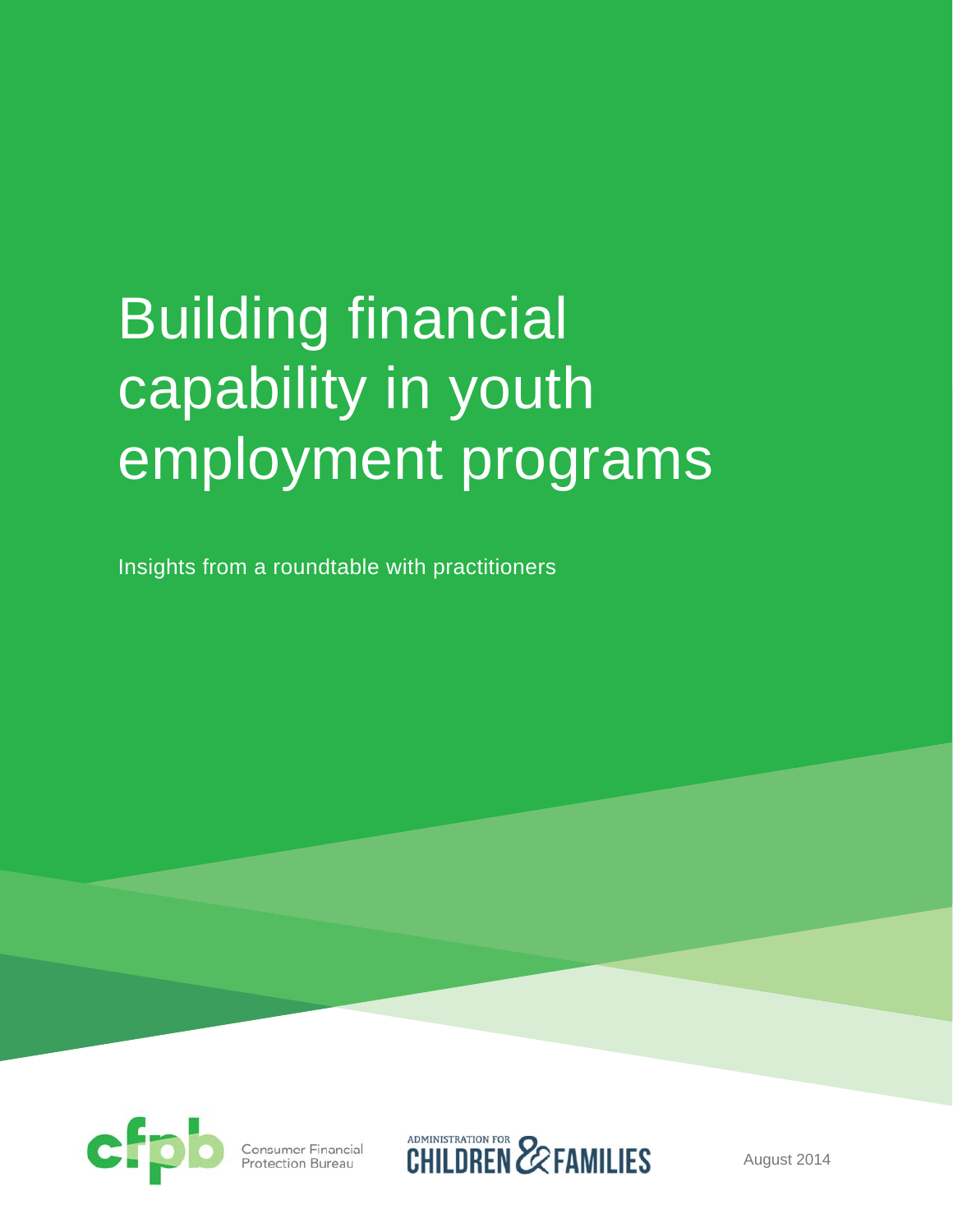# Building financial capability in youth employment programs

Insights from a roundtable with practitioners

Consumer Financial Protection Bureau

ADMINISTRATION FOR CHILDREN & FAMILIES

August 2014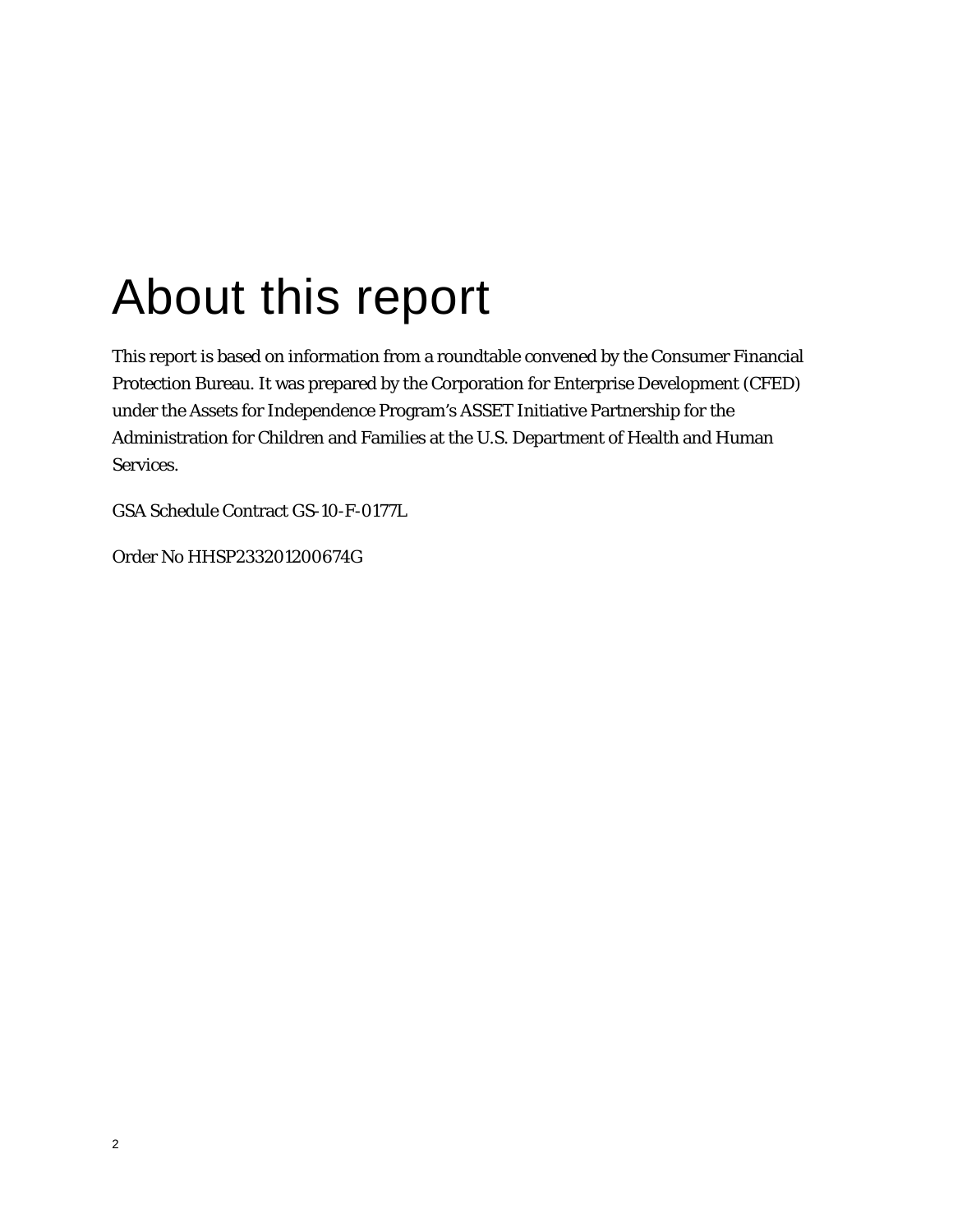# About this report

This report is based on information from a roundtable convened by the Consumer Financial Protection Bureau. It was prepared by the Corporation for Enterprise Development (CFED) under the Assets for Independence Program's ASSET Initiative Partnership for the Administration for Children and Families at the U.S. Department of Health and Human Services.

GSA Schedule Contract GS-10-F-0177L

Order No HHSP233201200674G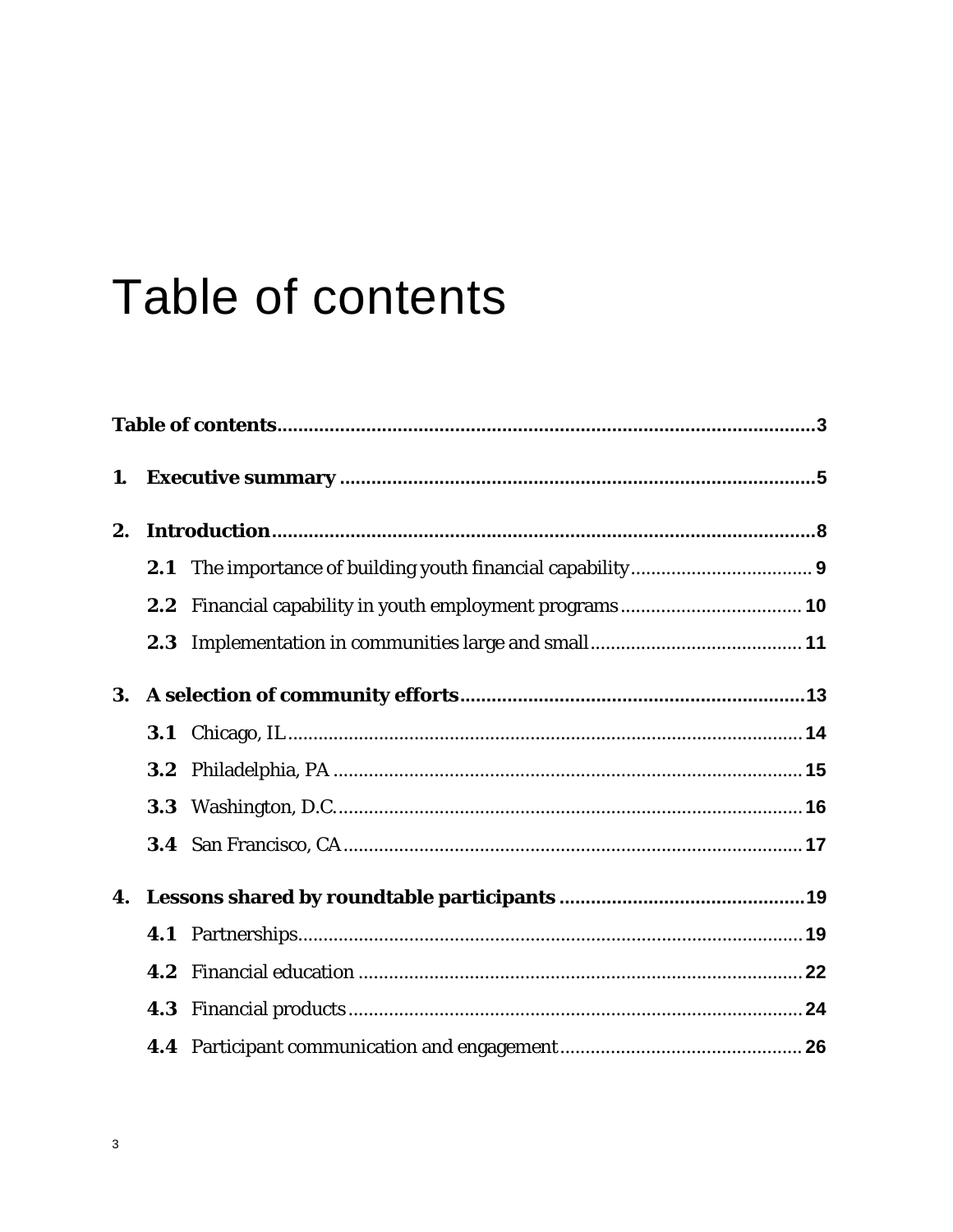# Table of contents

**Table of contents** ........ 3

**1. Executive summary** ........ 5

**2. Introduction** ........ 8

- **2.1** The importance of building youth financial capability ........ 9
- **2.2** Financial capability in youth employment programs ........ 10
- **2.3** Implementation in communities large and small ........ 11

**3. A selection of community efforts** ........ 13

- **3.1** Chicago, IL ........ 14
- **3.2** Philadelphia, PA ........ 15
- **3.3** Washington, D.C. ........ 16
- **3.4** San Francisco, CA ........ 17

**4. Lessons shared by roundtable participants** ........ 19

- **4.1** Partnerships ........ 19
- **4.2** Financial education ........ 22
- **4.3** Financial products ........ 24
- **4.4** Participant communication and engagement ........ 26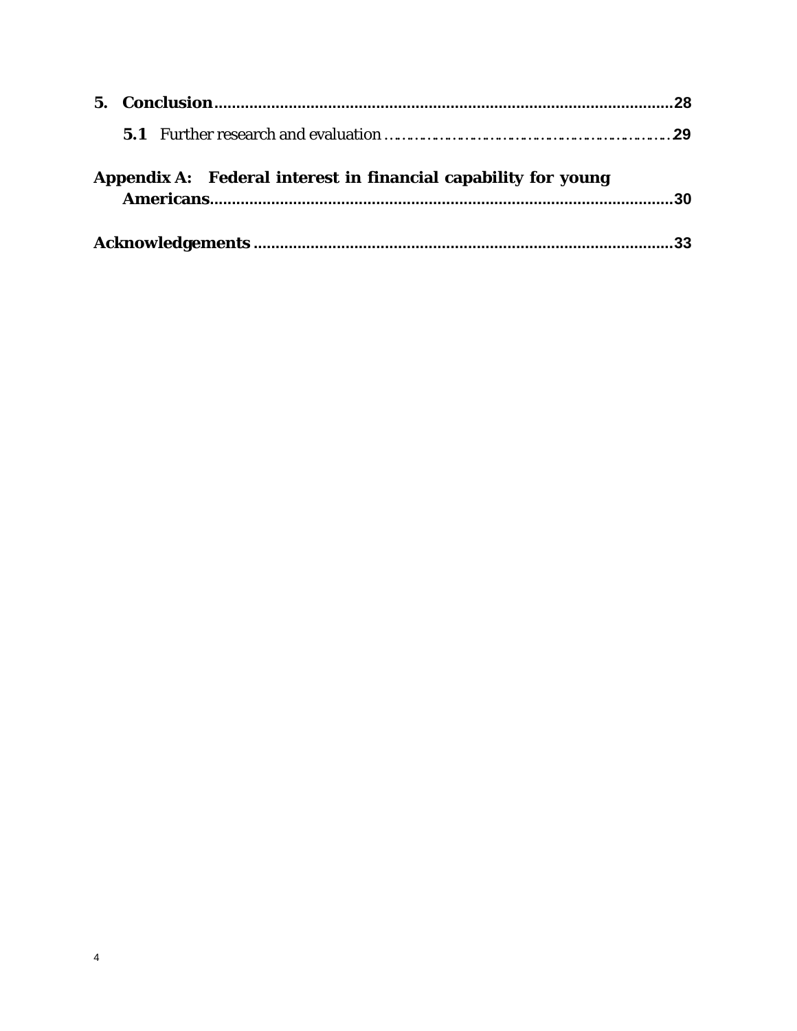**5. Conclusion** .......................................................................................... **28**

**5.1** Further research and evaluation .................................................................. **29**

**Appendix A: Federal interest in financial capability for young Americans** .......................................................................................... **30**

**Acknowledgements** .......................................................................................... **33**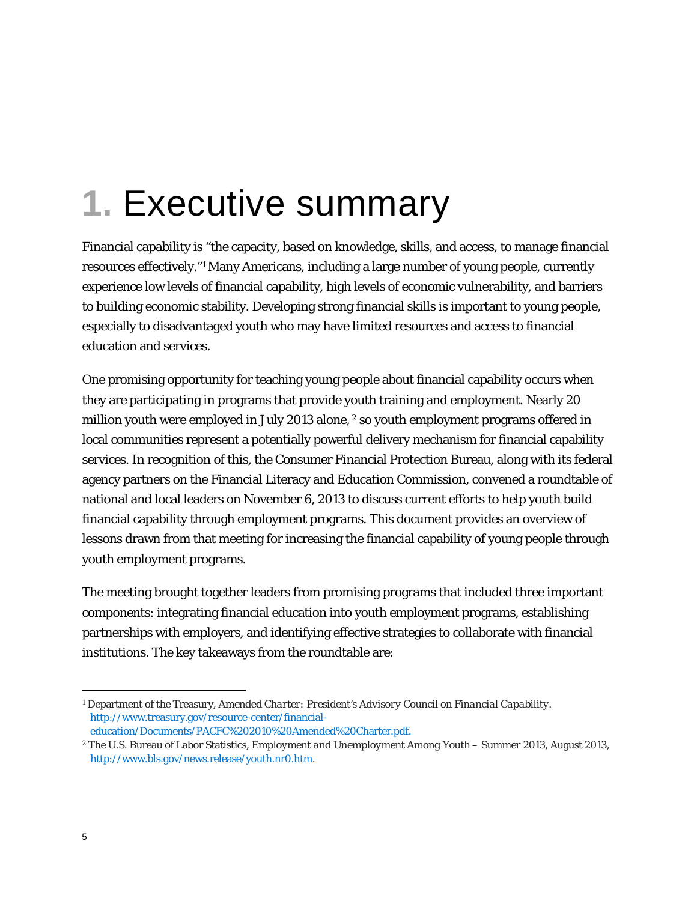# 1. Executive summary

Financial capability is "the capacity, based on knowledge, skills, and access, to manage financial resources effectively."[1] Many Americans, including a large number of young people, currently experience low levels of financial capability, high levels of economic vulnerability, and barriers to building economic stability. Developing strong financial skills is important to young people, especially to disadvantaged youth who may have limited resources and access to financial education and services.

One promising opportunity for teaching young people about financial capability occurs when they are participating in programs that provide youth training and employment. Nearly 20 million youth were employed in July 2013 alone, [2] so youth employment programs offered in local communities represent a potentially powerful delivery mechanism for financial capability services. In recognition of this, the Consumer Financial Protection Bureau, along with its federal agency partners on the Financial Literacy and Education Commission, convened a roundtable of national and local leaders on November 6, 2013 to discuss current efforts to help youth build financial capability through employment programs. This document provides an overview of lessons drawn from that meeting for increasing the financial capability of young people through youth employment programs.

The meeting brought together leaders from promising programs that included three important components: integrating financial education into youth employment programs, establishing partnerships with employers, and identifying effective strategies to collaborate with financial institutions. The key takeaways from the roundtable are:

---

[1] Department of the Treasury, *Amended Charter: President's Advisory Council on Financial Capability*. http://www.treasury.gov/resource-center/financial-education/Documents/PACFC%202010%20Amended%20Charter.pdf.

[2] The U.S. Bureau of Labor Statistics, *Employment and Unemployment Among Youth – Summer 2013*, August 2013, http://www.bls.gov/news.release/youth.nr0.htm.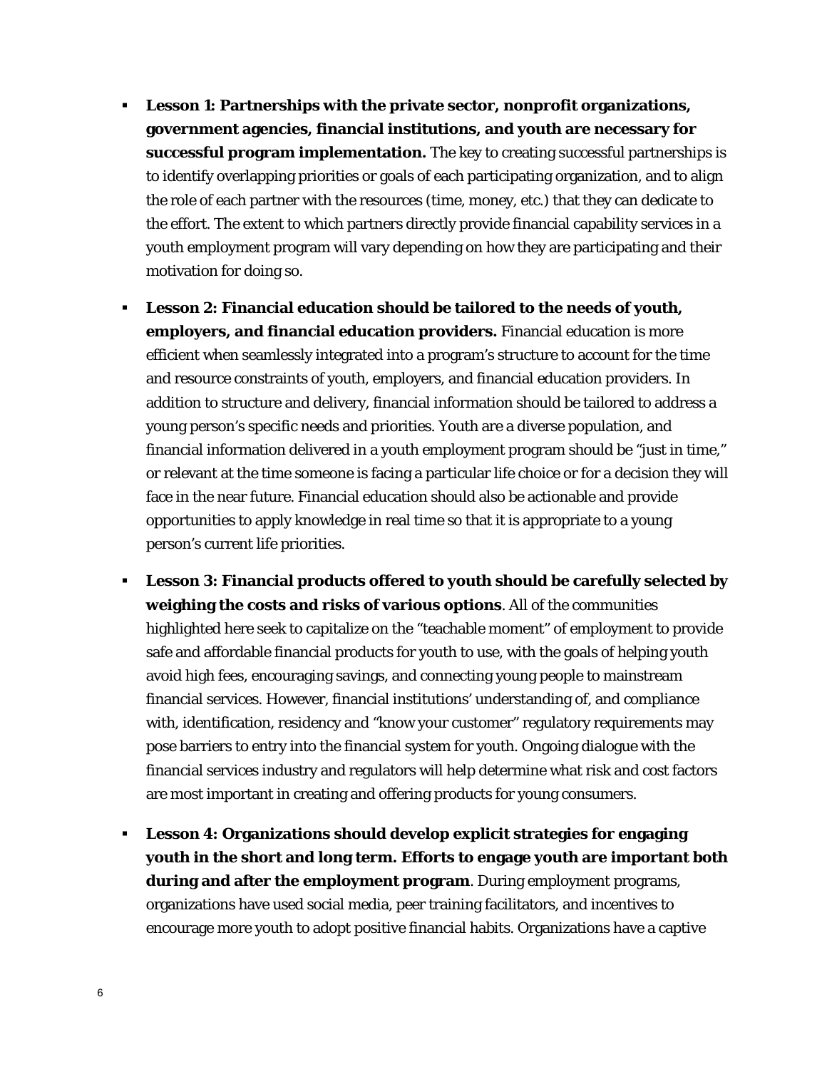- **Lesson 1: Partnerships with the private sector, nonprofit organizations, government agencies, financial institutions, and youth are necessary for successful program implementation.** The key to creating successful partnerships is to identify overlapping priorities or goals of each participating organization, and to align the role of each partner with the resources (time, money, etc.) that they can dedicate to the effort. The extent to which partners directly provide financial capability services in a youth employment program will vary depending on how they are participating and their motivation for doing so.

- **Lesson 2: Financial education should be tailored to the needs of youth, employers, and financial education providers.** Financial education is more efficient when seamlessly integrated into a program's structure to account for the time and resource constraints of youth, employers, and financial education providers. In addition to structure and delivery, financial information should be tailored to address a young person's specific needs and priorities. Youth are a diverse population, and financial information delivered in a youth employment program should be "just in time," or relevant at the time someone is facing a particular life choice or for a decision they will face in the near future. Financial education should also be actionable and provide opportunities to apply knowledge in real time so that it is appropriate to a young person's current life priorities.

- **Lesson 3: Financial products offered to youth should be carefully selected by weighing the costs and risks of various options**. All of the communities highlighted here seek to capitalize on the "teachable moment" of employment to provide safe and affordable financial products for youth to use, with the goals of helping youth avoid high fees, encouraging savings, and connecting young people to mainstream financial services. However, financial institutions' understanding of, and compliance with, identification, residency and "know your customer" regulatory requirements may pose barriers to entry into the financial system for youth. Ongoing dialogue with the financial services industry and regulators will help determine what risk and cost factors are most important in creating and offering products for young consumers.

- **Lesson 4: Organizations should develop explicit strategies for engaging youth in the short and long term. Efforts to engage youth are important both during and after the employment program**. During employment programs, organizations have used social media, peer training facilitators, and incentives to encourage more youth to adopt positive financial habits. Organizations have a captive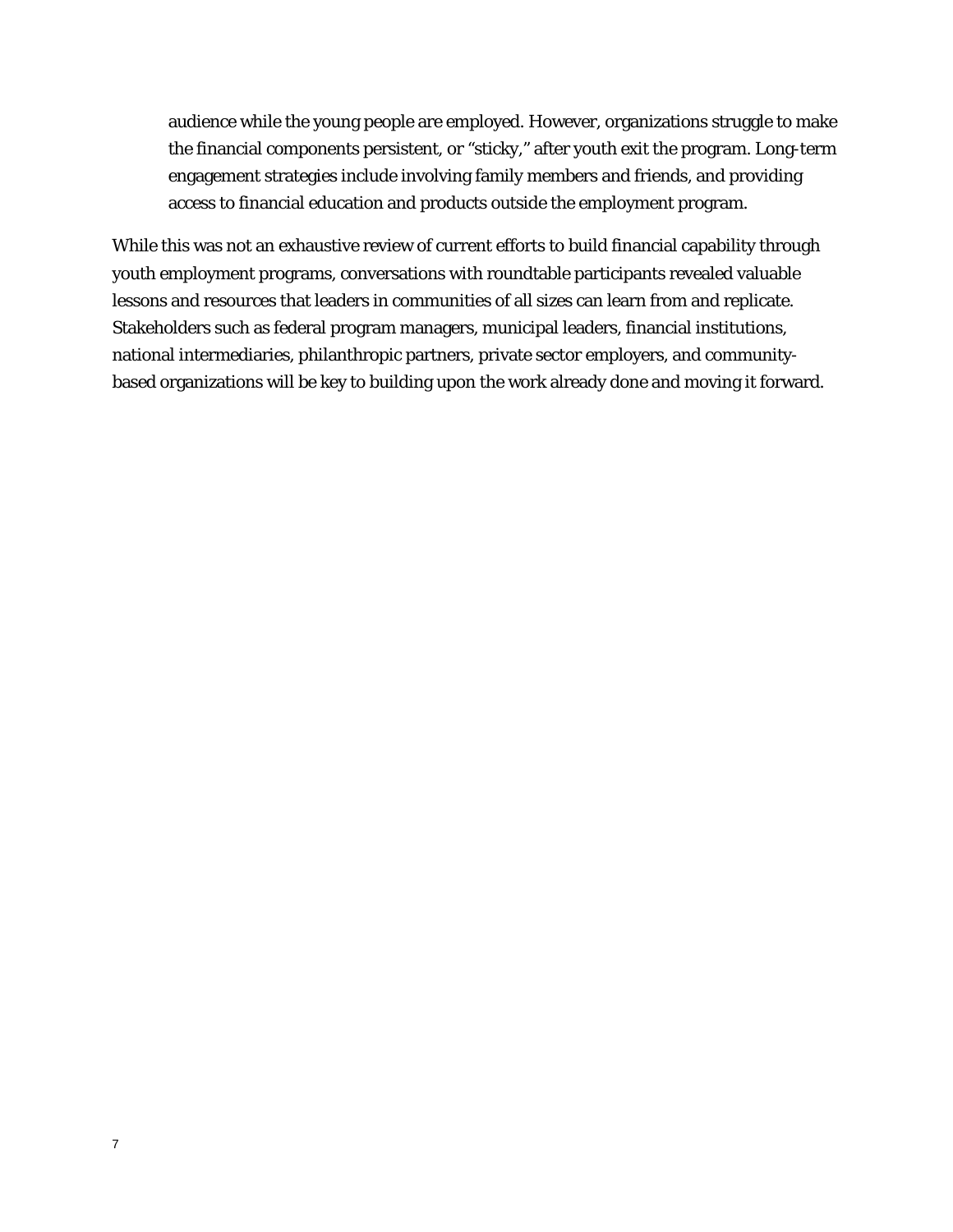audience while the young people are employed. However, organizations struggle to make the financial components persistent, or "sticky," after youth exit the program. Long-term engagement strategies include involving family members and friends, and providing access to financial education and products outside the employment program.

While this was not an exhaustive review of current efforts to build financial capability through youth employment programs, conversations with roundtable participants revealed valuable lessons and resources that leaders in communities of all sizes can learn from and replicate. Stakeholders such as federal program managers, municipal leaders, financial institutions, national intermediaries, philanthropic partners, private sector employers, and community-based organizations will be key to building upon the work already done and moving it forward.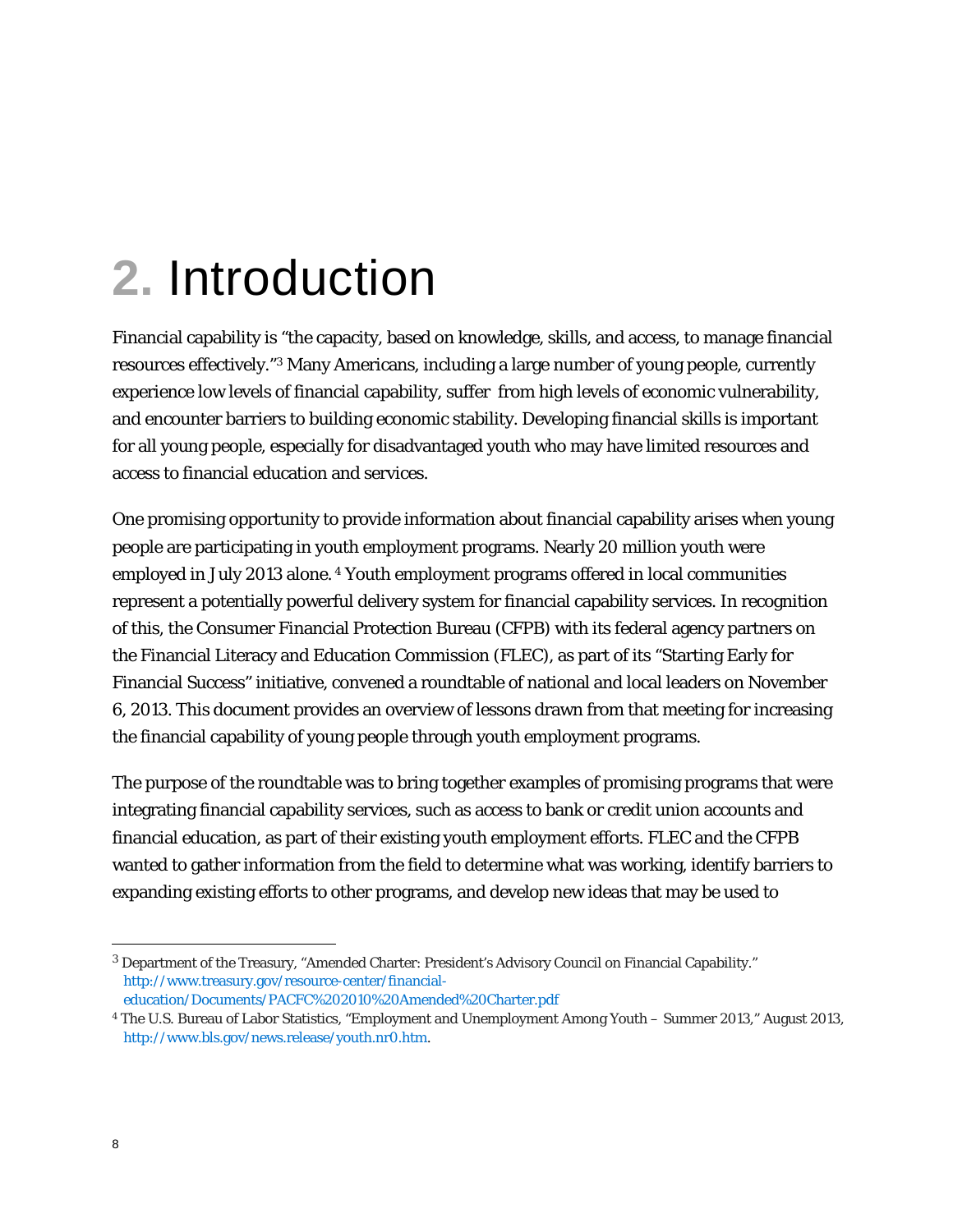# 2. Introduction

Financial capability is "the capacity, based on knowledge, skills, and access, to manage financial resources effectively."[3] Many Americans, including a large number of young people, currently experience low levels of financial capability, suffer from high levels of economic vulnerability, and encounter barriers to building economic stability. Developing financial skills is important for all young people, especially for disadvantaged youth who may have limited resources and access to financial education and services.

One promising opportunity to provide information about financial capability arises when young people are participating in youth employment programs. Nearly 20 million youth were employed in July 2013 alone.[4] Youth employment programs offered in local communities represent a potentially powerful delivery system for financial capability services. In recognition of this, the Consumer Financial Protection Bureau (CFPB) with its federal agency partners on the Financial Literacy and Education Commission (FLEC), as part of its "Starting Early for Financial Success" initiative, convened a roundtable of national and local leaders on November 6, 2013. This document provides an overview of lessons drawn from that meeting for increasing the financial capability of young people through youth employment programs.

The purpose of the roundtable was to bring together examples of promising programs that were integrating financial capability services, such as access to bank or credit union accounts and financial education, as part of their existing youth employment efforts. FLEC and the CFPB wanted to gather information from the field to determine what was working, identify barriers to expanding existing efforts to other programs, and develop new ideas that may be used to

---

[3] Department of the Treasury, "Amended Charter: President's Advisory Council on Financial Capability." http://www.treasury.gov/resource-center/financial-education/Documents/PACFC%202010%20Amended%20Charter.pdf

[4] The U.S. Bureau of Labor Statistics, "Employment and Unemployment Among Youth – Summer 2013," August 2013, http://www.bls.gov/news.release/youth.nr0.htm.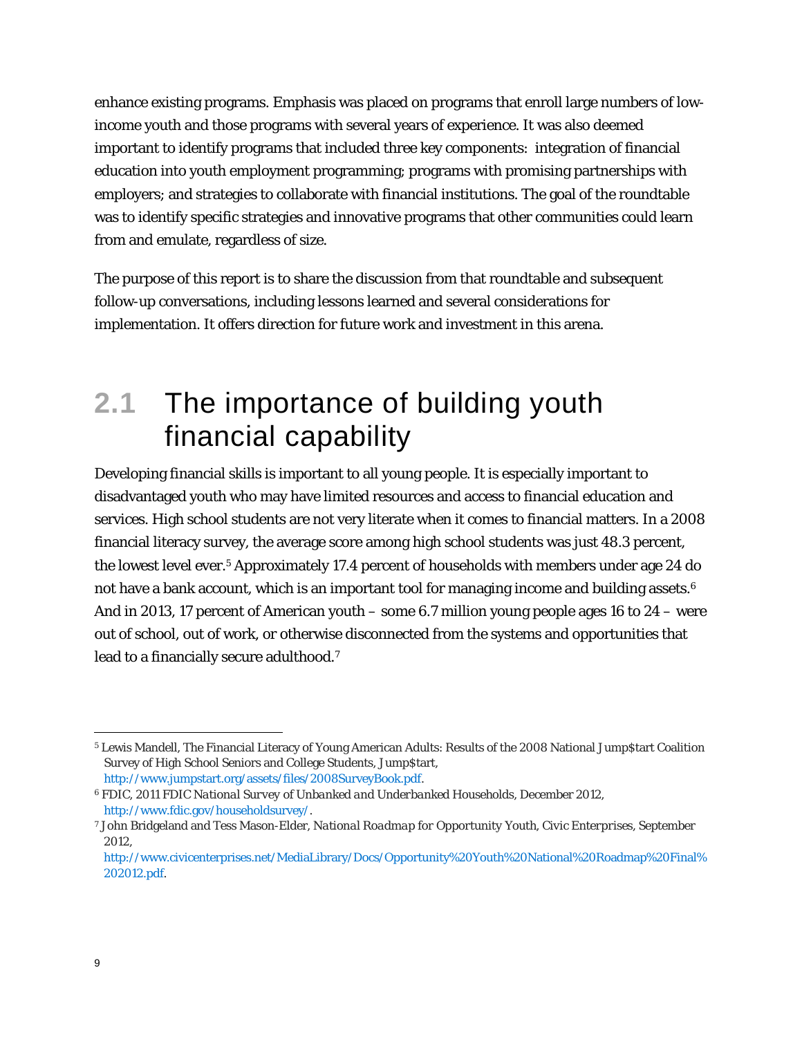enhance existing programs. Emphasis was placed on programs that enroll large numbers of low-income youth and those programs with several years of experience. It was also deemed important to identify programs that included three key components: integration of financial education into youth employment programming; programs with promising partnerships with employers; and strategies to collaborate with financial institutions. The goal of the roundtable was to identify specific strategies and innovative programs that other communities could learn from and emulate, regardless of size.

The purpose of this report is to share the discussion from that roundtable and subsequent follow-up conversations, including lessons learned and several considerations for implementation. It offers direction for future work and investment in this arena.

## 2.1 The importance of building youth financial capability

Developing financial skills is important to all young people. It is especially important to disadvantaged youth who may have limited resources and access to financial education and services. High school students are not very literate when it comes to financial matters. In a 2008 financial literacy survey, the average score among high school students was just 48.3 percent, the lowest level ever.[5] Approximately 17.4 percent of households with members under age 24 do not have a bank account, which is an important tool for managing income and building assets.[6] And in 2013, 17 percent of American youth – some 6.7 million young people ages 16 to 24 – were out of school, out of work, or otherwise disconnected from the systems and opportunities that lead to a financially secure adulthood.[7]

---

[5] Lewis Mandell, The Financial Literacy of Young American Adults: Results of the 2008 National Jump$tart Coalition Survey of High School Seniors and College Students, Jump$tart, http://www.jumpstart.org/assets/files/2008SurveyBook.pdf.

[6] FDIC, *2011 FDIC National Survey of Unbanked and Underbanked Households*, December 2012, http://www.fdic.gov/householdsurvey/.

[7] John Bridgeland and Tess Mason-Elder, *National Roadmap for Opportunity Youth*, Civic Enterprises, September 2012, http://www.civicenterprises.net/MediaLibrary/Docs/Opportunity%20Youth%20National%20Roadmap%20Final%202012.pdf.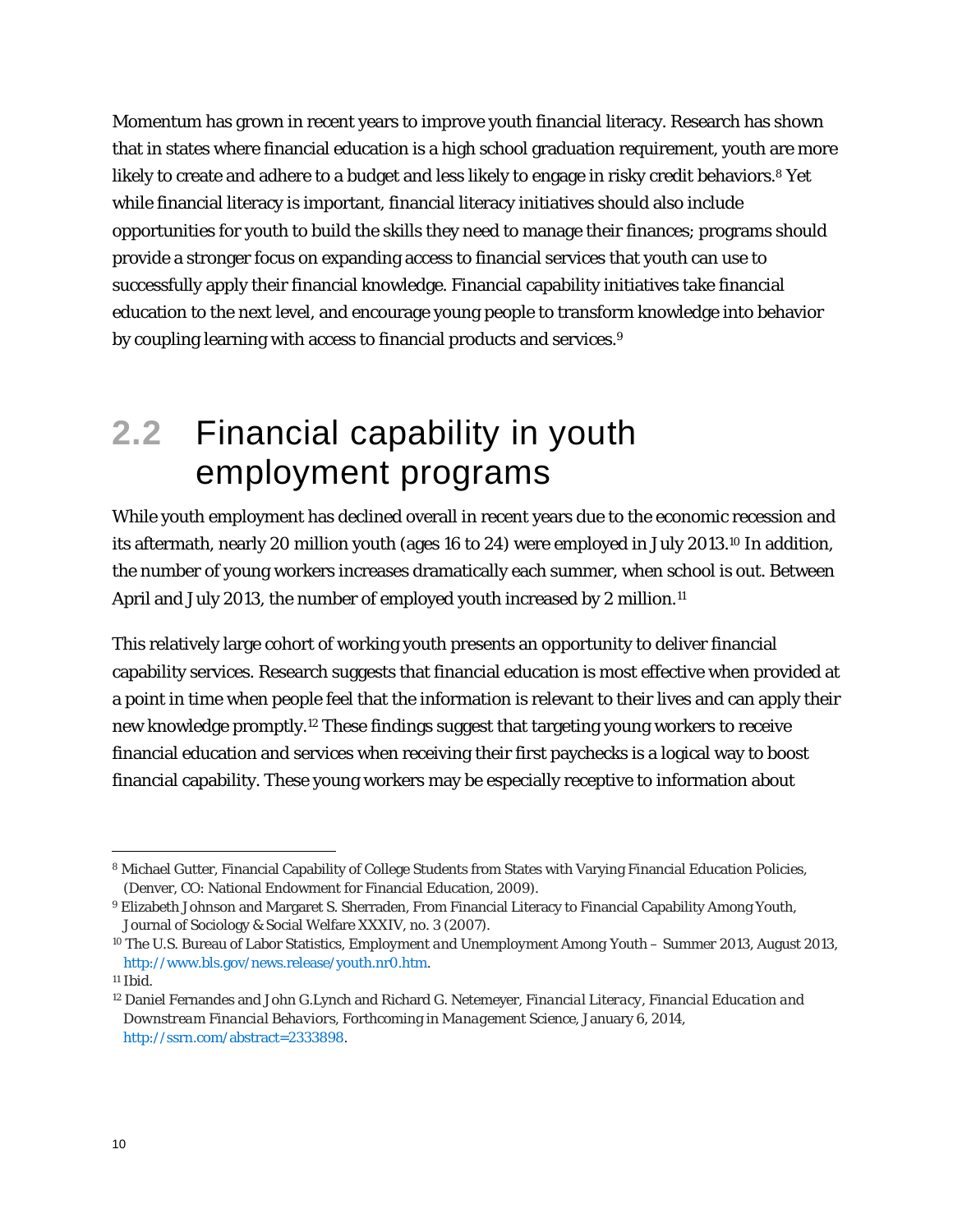Momentum has grown in recent years to improve youth financial literacy. Research has shown that in states where financial education is a high school graduation requirement, youth are more likely to create and adhere to a budget and less likely to engage in risky credit behaviors.[8] Yet while financial literacy is important, financial literacy initiatives should also include opportunities for youth to build the skills they need to manage their finances; programs should provide a stronger focus on expanding access to financial services that youth can use to successfully apply their financial knowledge. Financial capability initiatives take financial education to the next level, and encourage young people to transform knowledge into behavior by coupling learning with access to financial products and services.[9]

## 2.2 Financial capability in youth employment programs

While youth employment has declined overall in recent years due to the economic recession and its aftermath, nearly 20 million youth (ages 16 to 24) were employed in July 2013.[10] In addition, the number of young workers increases dramatically each summer, when school is out. Between April and July 2013, the number of employed youth increased by 2 million.[11]

This relatively large cohort of working youth presents an opportunity to deliver financial capability services. Research suggests that financial education is most effective when provided at a point in time when people feel that the information is relevant to their lives and can apply their new knowledge promptly.[12] These findings suggest that targeting young workers to receive financial education and services when receiving their first paychecks is a logical way to boost financial capability. These young workers may be especially receptive to information about

---

[8] Michael Gutter, Financial Capability of College Students from States with Varying Financial Education Policies, (Denver, CO: National Endowment for Financial Education, 2009).

[9] Elizabeth Johnson and Margaret S. Sherraden, From Financial Literacy to Financial Capability Among Youth, Journal of Sociology & Social Welfare XXXIV, no. 3 (2007).

[10] The U.S. Bureau of Labor Statistics, *Employment and Unemployment Among Youth – Summer 2013*, August 2013, http://www.bls.gov/news.release/youth.nr0.htm.

[11] Ibid.

[12] Daniel Fernandes and John G.Lynch and Richard G. Netemeyer, *Financial Literacy, Financial Education and Downstream Financial Behaviors, Forthcoming in Management Science*, January 6, 2014, http://ssrn.com/abstract=2333898.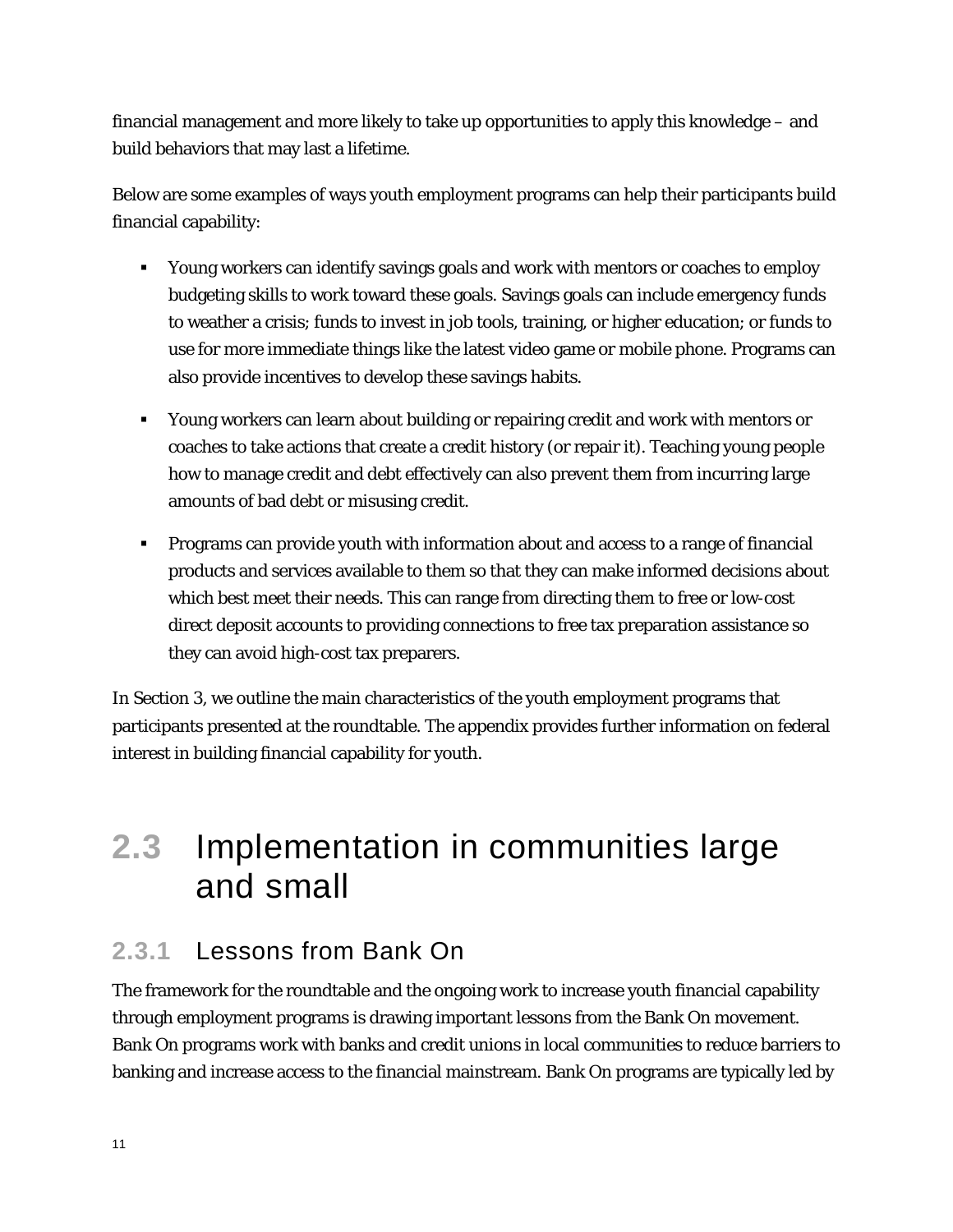financial management and more likely to take up opportunities to apply this knowledge – and build behaviors that may last a lifetime.

Below are some examples of ways youth employment programs can help their participants build financial capability:

- Young workers can identify savings goals and work with mentors or coaches to employ budgeting skills to work toward these goals. Savings goals can include emergency funds to weather a crisis; funds to invest in job tools, training, or higher education; or funds to use for more immediate things like the latest video game or mobile phone. Programs can also provide incentives to develop these savings habits.
- Young workers can learn about building or repairing credit and work with mentors or coaches to take actions that create a credit history (or repair it). Teaching young people how to manage credit and debt effectively can also prevent them from incurring large amounts of bad debt or misusing credit.
- Programs can provide youth with information about and access to a range of financial products and services available to them so that they can make informed decisions about which best meet their needs. This can range from directing them to free or low-cost direct deposit accounts to providing connections to free tax preparation assistance so they can avoid high-cost tax preparers.

In Section 3, we outline the main characteristics of the youth employment programs that participants presented at the roundtable. The appendix provides further information on federal interest in building financial capability for youth.

## 2.3 Implementation in communities large and small

### 2.3.1 Lessons from Bank On

The framework for the roundtable and the ongoing work to increase youth financial capability through employment programs is drawing important lessons from the Bank On movement. Bank On programs work with banks and credit unions in local communities to reduce barriers to banking and increase access to the financial mainstream. Bank On programs are typically led by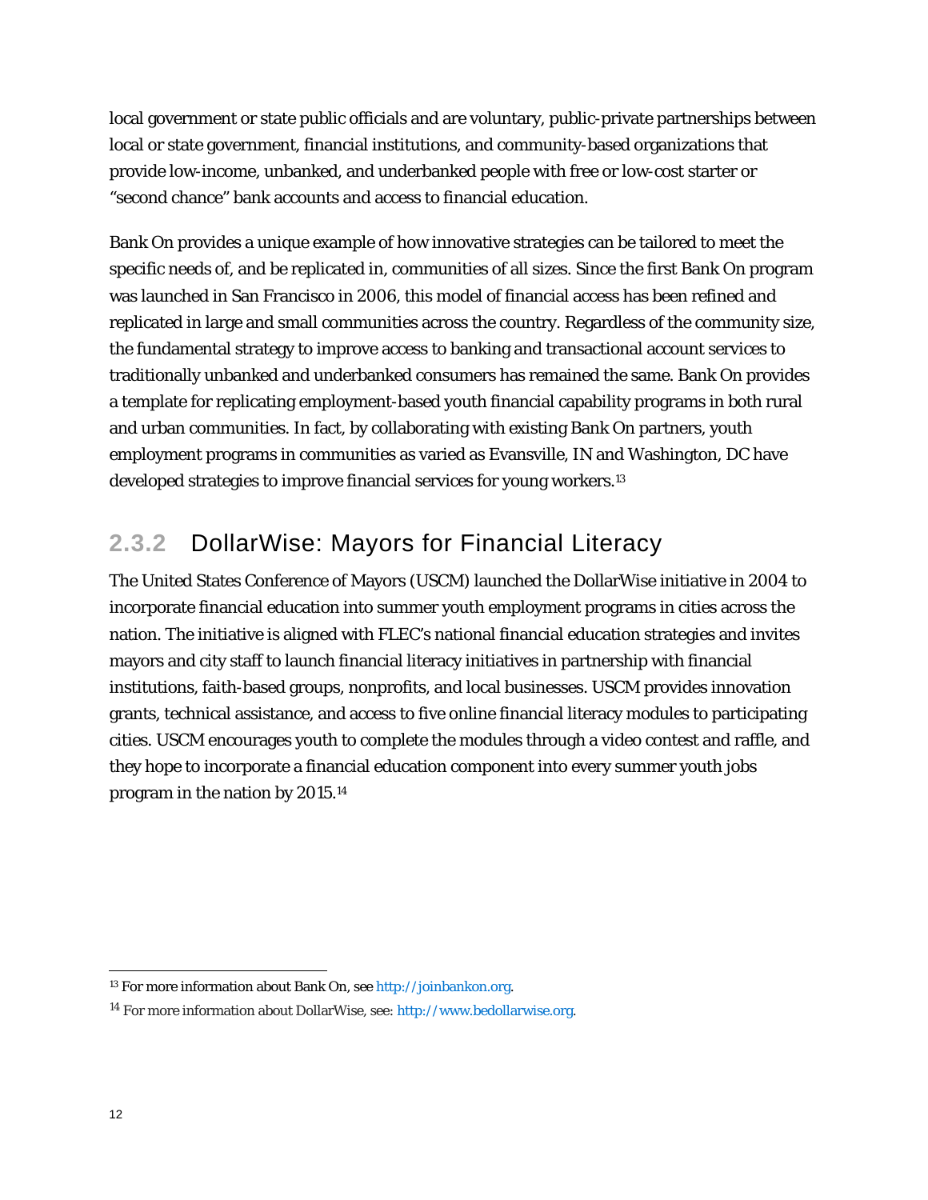local government or state public officials and are voluntary, public-private partnerships between local or state government, financial institutions, and community-based organizations that provide low-income, unbanked, and underbanked people with free or low-cost starter or "second chance" bank accounts and access to financial education.

Bank On provides a unique example of how innovative strategies can be tailored to meet the specific needs of, and be replicated in, communities of all sizes. Since the first Bank On program was launched in San Francisco in 2006, this model of financial access has been refined and replicated in large and small communities across the country. Regardless of the community size, the fundamental strategy to improve access to banking and transactional account services to traditionally unbanked and underbanked consumers has remained the same. Bank On provides a template for replicating employment-based youth financial capability programs in both rural and urban communities. In fact, by collaborating with existing Bank On partners, youth employment programs in communities as varied as Evansville, IN and Washington, DC have developed strategies to improve financial services for young workers.[13]

### 2.3.2 DollarWise: Mayors for Financial Literacy

The United States Conference of Mayors (USCM) launched the DollarWise initiative in 2004 to incorporate financial education into summer youth employment programs in cities across the nation. The initiative is aligned with FLEC's national financial education strategies and invites mayors and city staff to launch financial literacy initiatives in partnership with financial institutions, faith-based groups, nonprofits, and local businesses. USCM provides innovation grants, technical assistance, and access to five online financial literacy modules to participating cities. USCM encourages youth to complete the modules through a video contest and raffle, and they hope to incorporate a financial education component into every summer youth jobs program in the nation by 2015.[14]

---

[13] For more information about Bank On, see http://joinbankon.org.

[14] For more information about DollarWise, see: http://www.bedollarwise.org.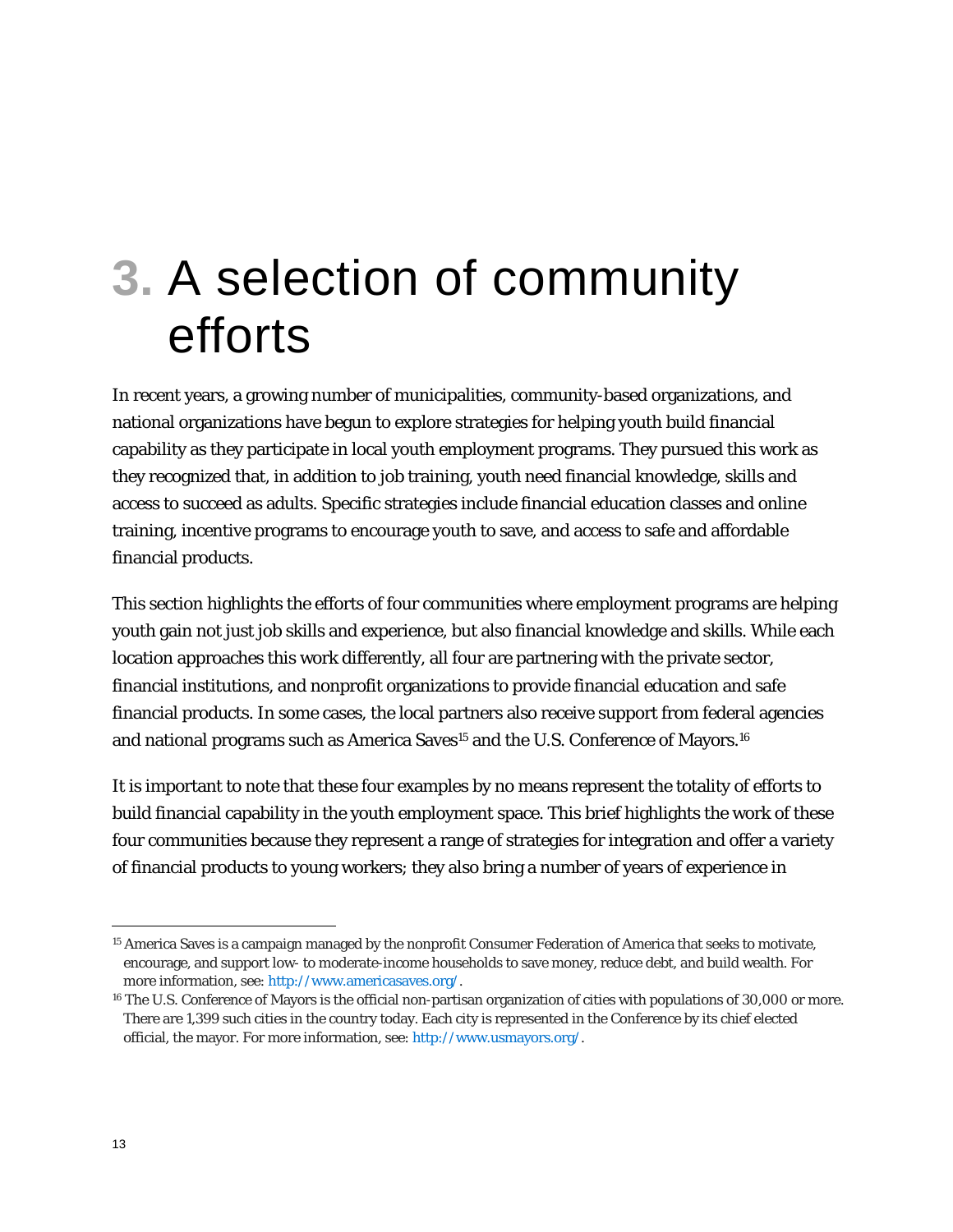# 3. A selection of community efforts

In recent years, a growing number of municipalities, community-based organizations, and national organizations have begun to explore strategies for helping youth build financial capability as they participate in local youth employment programs. They pursued this work as they recognized that, in addition to job training, youth need financial knowledge, skills and access to succeed as adults. Specific strategies include financial education classes and online training, incentive programs to encourage youth to save, and access to safe and affordable financial products.

This section highlights the efforts of four communities where employment programs are helping youth gain not just job skills and experience, but also financial knowledge and skills. While each location approaches this work differently, all four are partnering with the private sector, financial institutions, and nonprofit organizations to provide financial education and safe financial products. In some cases, the local partners also receive support from federal agencies and national programs such as America Saves[15] and the U.S. Conference of Mayors.[16]

It is important to note that these four examples by no means represent the totality of efforts to build financial capability in the youth employment space. This brief highlights the work of these four communities because they represent a range of strategies for integration and offer a variety of financial products to young workers; they also bring a number of years of experience in

---

[15] America Saves is a campaign managed by the nonprofit Consumer Federation of America that seeks to motivate, encourage, and support low- to moderate-income households to save money, reduce debt, and build wealth. For more information, see: http://www.americasaves.org/.

[16] The U.S. Conference of Mayors is the official non-partisan organization of cities with populations of 30,000 or more. There are 1,399 such cities in the country today. Each city is represented in the Conference by its chief elected official, the mayor. For more information, see: http://www.usmayors.org/.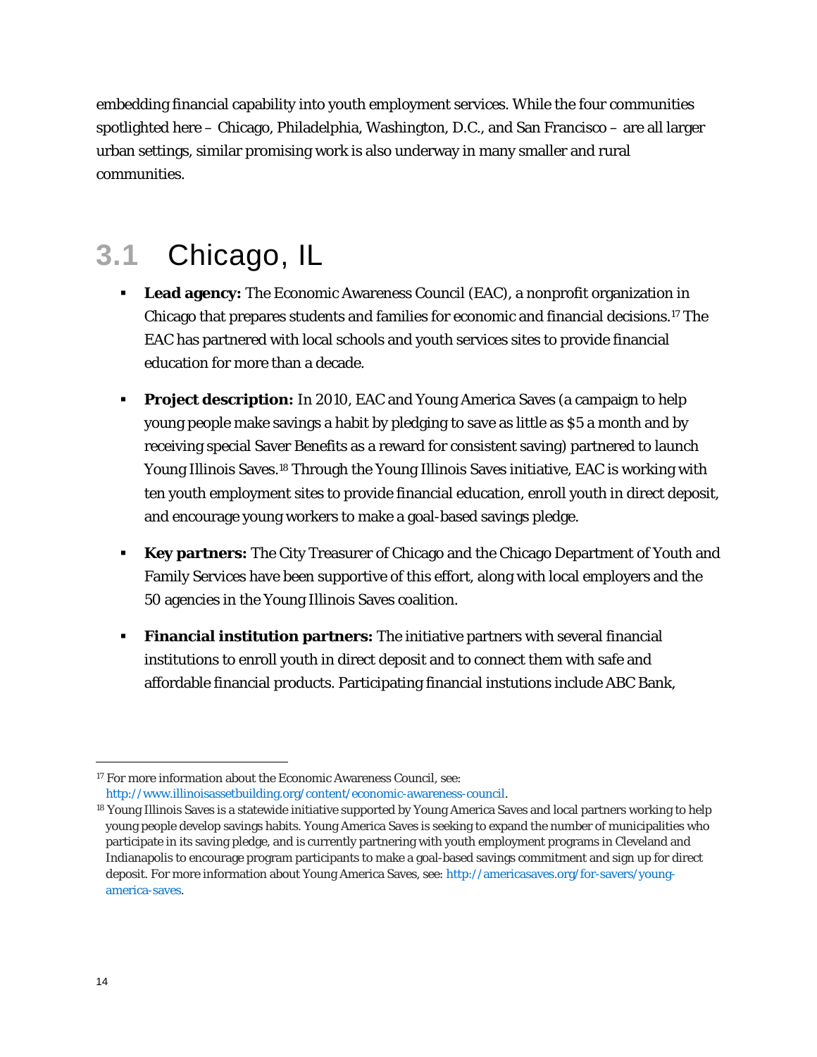embedding financial capability into youth employment services. While the four communities spotlighted here – Chicago, Philadelphia, Washington, D.C., and San Francisco – are all larger urban settings, similar promising work is also underway in many smaller and rural communities.

## 3.1 Chicago, IL

- **Lead agency:** The Economic Awareness Council (EAC), a nonprofit organization in Chicago that prepares students and families for economic and financial decisions.[17] The EAC has partnered with local schools and youth services sites to provide financial education for more than a decade.
- **Project description:** In 2010, EAC and Young America Saves (a campaign to help young people make savings a habit by pledging to save as little as $5 a month and by receiving special Saver Benefits as a reward for consistent saving) partnered to launch Young Illinois Saves.[18] Through the Young Illinois Saves initiative, EAC is working with ten youth employment sites to provide financial education, enroll youth in direct deposit, and encourage young workers to make a goal-based savings pledge.
- **Key partners:** The City Treasurer of Chicago and the Chicago Department of Youth and Family Services have been supportive of this effort, along with local employers and the 50 agencies in the Young Illinois Saves coalition.
- **Financial institution partners:** The initiative partners with several financial institutions to enroll youth in direct deposit and to connect them with safe and affordable financial products. Participating financial instutions include ABC Bank,

---

[17] For more information about the Economic Awareness Council, see: http://www.illinoisassetbuilding.org/content/economic-awareness-council.

[18] Young Illinois Saves is a statewide initiative supported by Young America Saves and local partners working to help young people develop savings habits. Young America Saves is seeking to expand the number of municipalities who participate in its saving pledge, and is currently partnering with youth employment programs in Cleveland and Indianapolis to encourage program participants to make a goal-based savings commitment and sign up for direct deposit. For more information about Young America Saves, see: http://americasaves.org/for-savers/young-america-saves.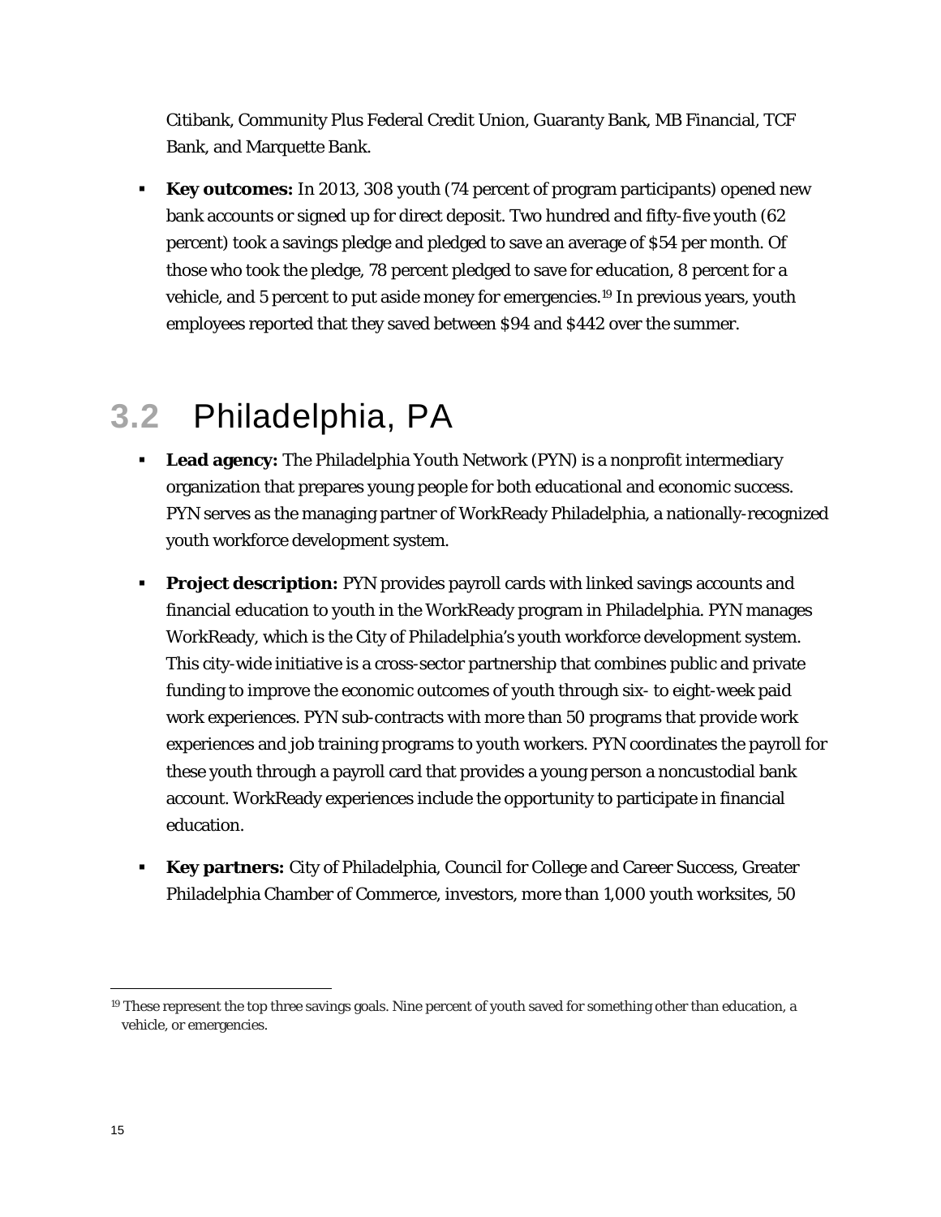Citibank, Community Plus Federal Credit Union, Guaranty Bank, MB Financial, TCF Bank, and Marquette Bank.

- **Key outcomes:** In 2013, 308 youth (74 percent of program participants) opened new bank accounts or signed up for direct deposit. Two hundred and fifty-five youth (62 percent) took a savings pledge and pledged to save an average of $54 per month. Of those who took the pledge, 78 percent pledged to save for education, 8 percent for a vehicle, and 5 percent to put aside money for emergencies.[19] In previous years, youth employees reported that they saved between $94 and $442 over the summer.

## 3.2 Philadelphia, PA

- **Lead agency:** The Philadelphia Youth Network (PYN) is a nonprofit intermediary organization that prepares young people for both educational and economic success. PYN serves as the managing partner of WorkReady Philadelphia, a nationally-recognized youth workforce development system.
- **Project description:** PYN provides payroll cards with linked savings accounts and financial education to youth in the WorkReady program in Philadelphia. PYN manages WorkReady, which is the City of Philadelphia's youth workforce development system. This city-wide initiative is a cross-sector partnership that combines public and private funding to improve the economic outcomes of youth through six- to eight-week paid work experiences. PYN sub-contracts with more than 50 programs that provide work experiences and job training programs to youth workers. PYN coordinates the payroll for these youth through a payroll card that provides a young person a noncustodial bank account. WorkReady experiences include the opportunity to participate in financial education.
- **Key partners:** City of Philadelphia, Council for College and Career Success, Greater Philadelphia Chamber of Commerce, investors, more than 1,000 youth worksites, 50

[19] These represent the top three savings goals. Nine percent of youth saved for something other than education, a vehicle, or emergencies.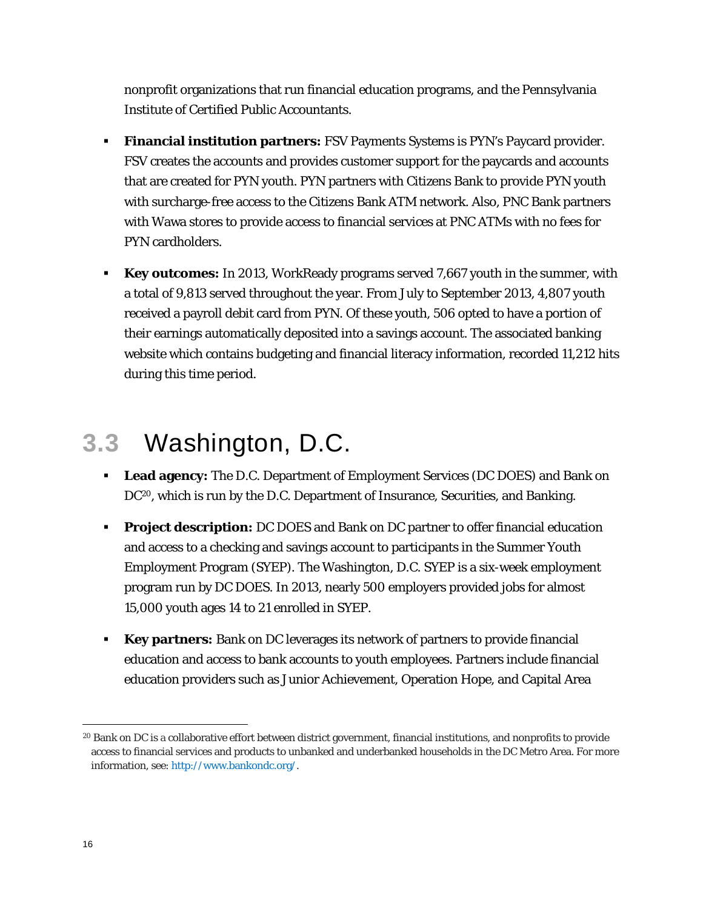nonprofit organizations that run financial education programs, and the Pennsylvania Institute of Certified Public Accountants.

- **Financial institution partners:** FSV Payments Systems is PYN's Paycard provider. FSV creates the accounts and provides customer support for the paycards and accounts that are created for PYN youth. PYN partners with Citizens Bank to provide PYN youth with surcharge-free access to the Citizens Bank ATM network. Also, PNC Bank partners with Wawa stores to provide access to financial services at PNC ATMs with no fees for PYN cardholders.

- **Key outcomes:** In 2013, WorkReady programs served 7,667 youth in the summer, with a total of 9,813 served throughout the year. From July to September 2013, 4,807 youth received a payroll debit card from PYN. Of these youth, 506 opted to have a portion of their earnings automatically deposited into a savings account. The associated banking website which contains budgeting and financial literacy information, recorded 11,212 hits during this time period.

## 3.3 Washington, D.C.

- **Lead agency:** The D.C. Department of Employment Services (DC DOES) and Bank on DC[20], which is run by the D.C. Department of Insurance, Securities, and Banking.

- **Project description:** DC DOES and Bank on DC partner to offer financial education and access to a checking and savings account to participants in the Summer Youth Employment Program (SYEP). The Washington, D.C. SYEP is a six-week employment program run by DC DOES. In 2013, nearly 500 employers provided jobs for almost 15,000 youth ages 14 to 21 enrolled in SYEP.

- **Key partners:** Bank on DC leverages its network of partners to provide financial education and access to bank accounts to youth employees. Partners include financial education providers such as Junior Achievement, Operation Hope, and Capital Area

[20] Bank on DC is a collaborative effort between district government, financial institutions, and nonprofits to provide access to financial services and products to unbanked and underbanked households in the DC Metro Area. For more information, see: http://www.bankondc.org/.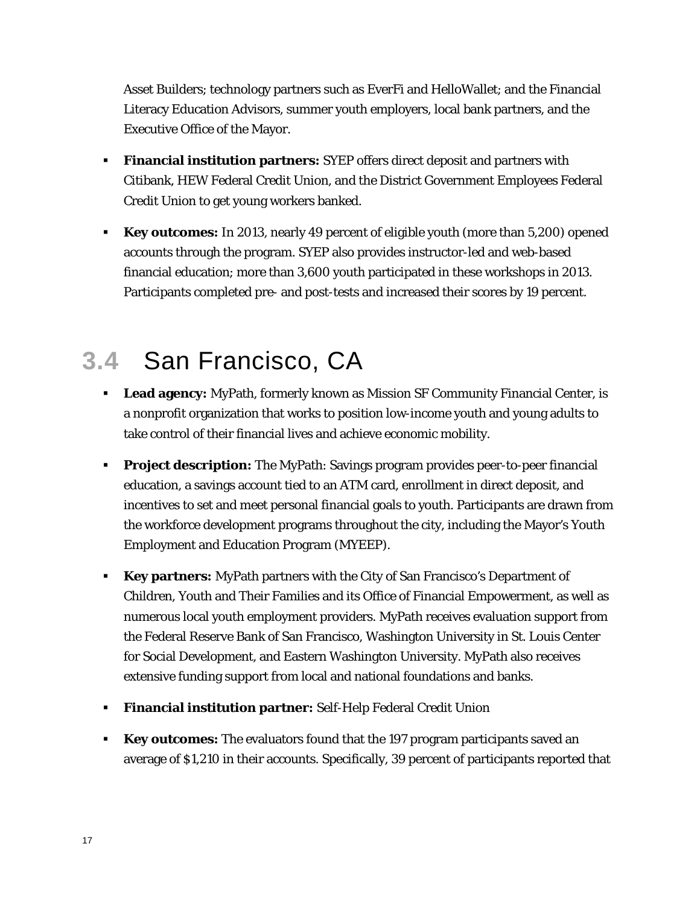Asset Builders; technology partners such as EverFi and HelloWallet; and the Financial Literacy Education Advisors, summer youth employers, local bank partners, and the Executive Office of the Mayor.

- **Financial institution partners:** SYEP offers direct deposit and partners with Citibank, HEW Federal Credit Union, and the District Government Employees Federal Credit Union to get young workers banked.
- **Key outcomes:** In 2013, nearly 49 percent of eligible youth (more than 5,200) opened accounts through the program. SYEP also provides instructor-led and web-based financial education; more than 3,600 youth participated in these workshops in 2013. Participants completed pre- and post-tests and increased their scores by 19 percent.

## 3.4 San Francisco, CA

- **Lead agency:** MyPath, formerly known as Mission SF Community Financial Center, is a nonprofit organization that works to position low-income youth and young adults to take control of their financial lives and achieve economic mobility.
- **Project description:** The MyPath: Savings program provides peer-to-peer financial education, a savings account tied to an ATM card, enrollment in direct deposit, and incentives to set and meet personal financial goals to youth. Participants are drawn from the workforce development programs throughout the city, including the Mayor's Youth Employment and Education Program (MYEEP).
- **Key partners:** MyPath partners with the City of San Francisco's Department of Children, Youth and Their Families and its Office of Financial Empowerment, as well as numerous local youth employment providers. MyPath receives evaluation support from the Federal Reserve Bank of San Francisco, Washington University in St. Louis Center for Social Development, and Eastern Washington University. MyPath also receives extensive funding support from local and national foundations and banks.
- **Financial institution partner:** Self-Help Federal Credit Union
- **Key outcomes:** The evaluators found that the 197 program participants saved an average of $1,210 in their accounts. Specifically, 39 percent of participants reported that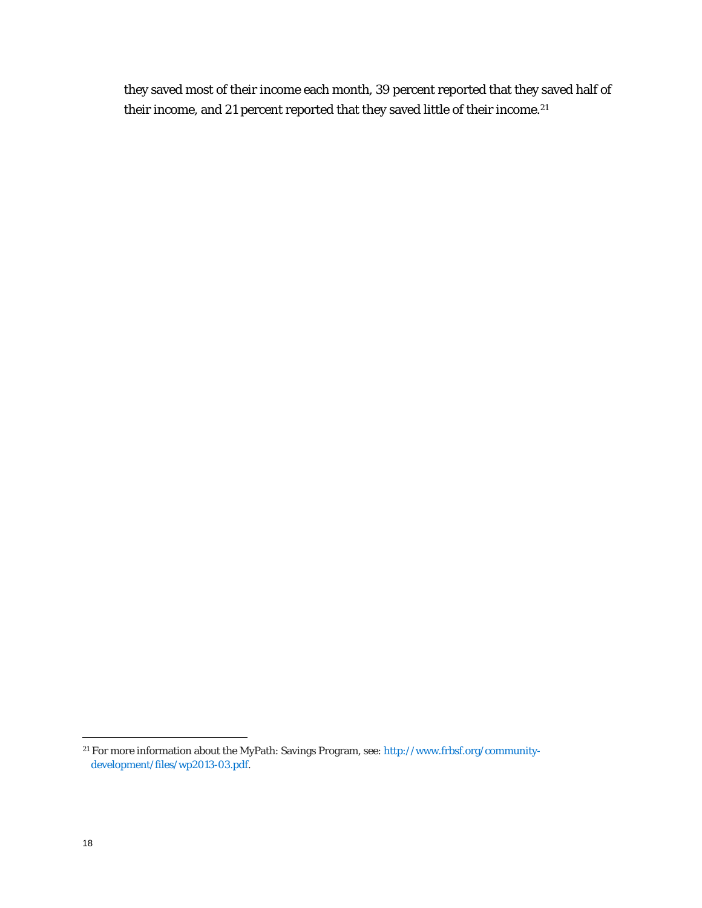they saved most of their income each month, 39 percent reported that they saved half of their income, and 21 percent reported that they saved little of their income.[21]

---

[21] For more information about the MyPath: Savings Program, see: http://www.frbsf.org/community-development/files/wp2013-03.pdf.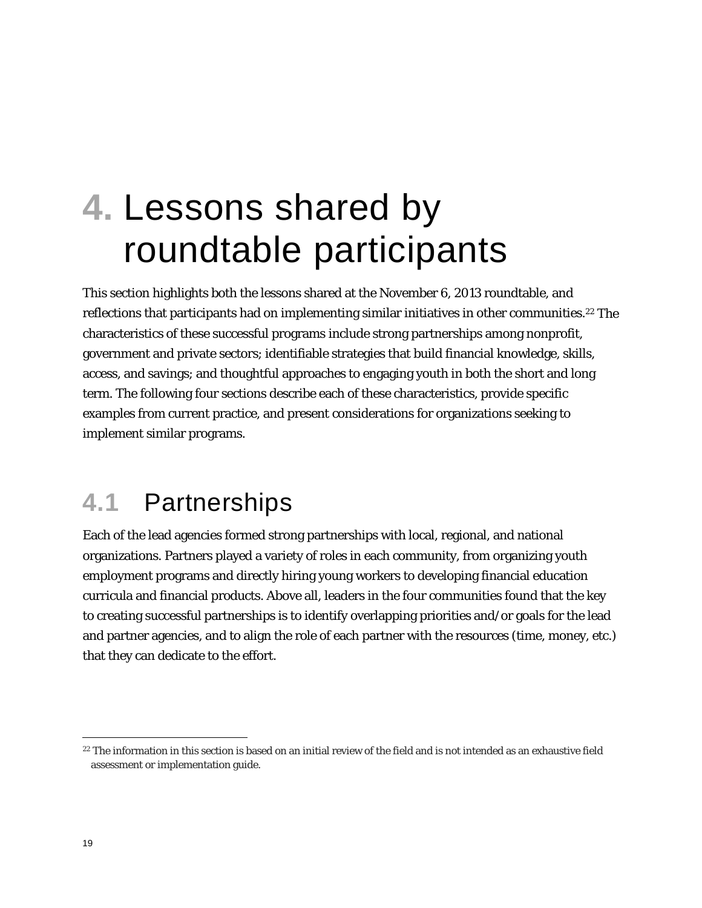# 4. Lessons shared by roundtable participants

This section highlights both the lessons shared at the November 6, 2013 roundtable, and reflections that participants had on implementing similar initiatives in other communities.[22] The characteristics of these successful programs include strong partnerships among nonprofit, government and private sectors; identifiable strategies that build financial knowledge, skills, access, and savings; and thoughtful approaches to engaging youth in both the short and long term. The following four sections describe each of these characteristics, provide specific examples from current practice, and present considerations for organizations seeking to implement similar programs.

## 4.1 Partnerships

Each of the lead agencies formed strong partnerships with local, regional, and national organizations. Partners played a variety of roles in each community, from organizing youth employment programs and directly hiring young workers to developing financial education curricula and financial products. Above all, leaders in the four communities found that the key to creating successful partnerships is to identify overlapping priorities and/or goals for the lead and partner agencies, and to align the role of each partner with the resources (time, money, etc.) that they can dedicate to the effort.

[22] The information in this section is based on an initial review of the field and is not intended as an exhaustive field assessment or implementation guide.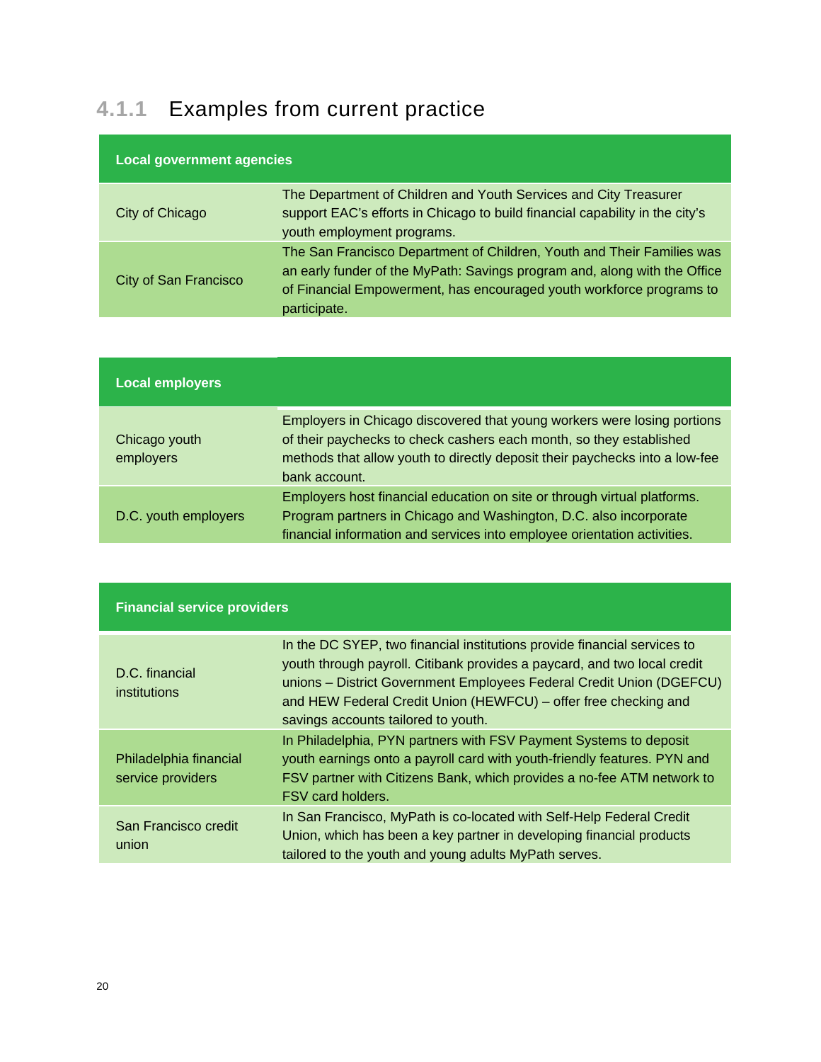### 4.1.1 Examples from current practice

| Local government agencies | |
|---|---|
| City of Chicago | The Department of Children and Youth Services and City Treasurer support EAC's efforts in Chicago to build financial capability in the city's youth employment programs. |
| City of San Francisco | The San Francisco Department of Children, Youth and Their Families was an early funder of the MyPath: Savings program and, along with the Office of Financial Empowerment, has encouraged youth workforce programs to participate. |

| Local employers | |
|---|---|
| Chicago youth employers | Employers in Chicago discovered that young workers were losing portions of their paychecks to check cashers each month, so they established methods that allow youth to directly deposit their paychecks into a low-fee bank account. |
| D.C. youth employers | Employers host financial education on site or through virtual platforms. Program partners in Chicago and Washington, D.C. also incorporate financial information and services into employee orientation activities. |

| Financial service providers | |
|---|---|
| D.C. financial institutions | In the DC SYEP, two financial institutions provide financial services to youth through payroll. Citibank provides a paycard, and two local credit unions – District Government Employees Federal Credit Union (DGEFCU) and HEW Federal Credit Union (HEWFCU) – offer free checking and savings accounts tailored to youth. |
| Philadelphia financial service providers | In Philadelphia, PYN partners with FSV Payment Systems to deposit youth earnings onto a payroll card with youth-friendly features. PYN and FSV partner with Citizens Bank, which provides a no-fee ATM network to FSV card holders. |
| San Francisco credit union | In San Francisco, MyPath is co-located with Self-Help Federal Credit Union, which has been a key partner in developing financial products tailored to the youth and young adults MyPath serves. |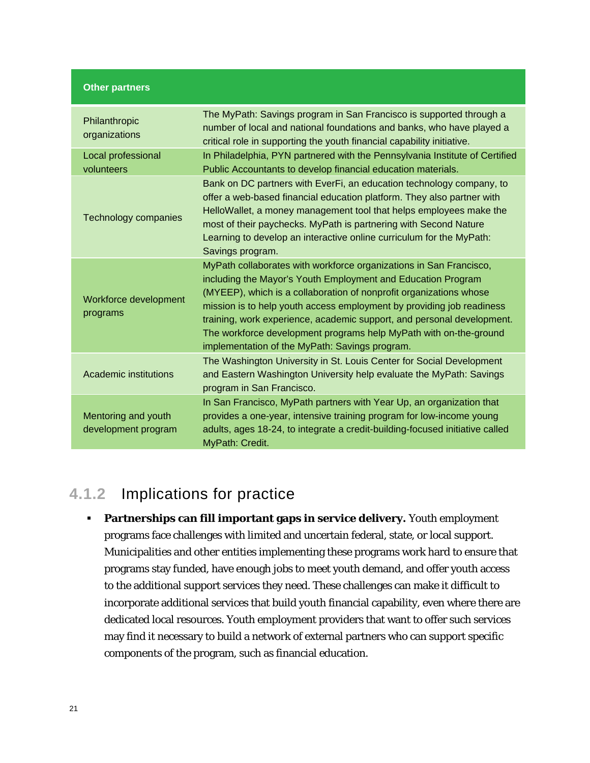| Other partners | |
|---|---|
| Philanthropic organizations | The MyPath: Savings program in San Francisco is supported through a number of local and national foundations and banks, who have played a critical role in supporting the youth financial capability initiative. |
| Local professional volunteers | In Philadelphia, PYN partnered with the Pennsylvania Institute of Certified Public Accountants to develop financial education materials. |
| Technology companies | Bank on DC partners with EverFi, an education technology company, to offer a web-based financial education platform. They also partner with HelloWallet, a money management tool that helps employees make the most of their paychecks. MyPath is partnering with Second Nature Learning to develop an interactive online curriculum for the MyPath: Savings program. |
| Workforce development programs | MyPath collaborates with workforce organizations in San Francisco, including the Mayor's Youth Employment and Education Program (MYEEP), which is a collaboration of nonprofit organizations whose mission is to help youth access employment by providing job readiness training, work experience, academic support, and personal development. The workforce development programs help MyPath with on-the-ground implementation of the MyPath: Savings program. |
| Academic institutions | The Washington University in St. Louis Center for Social Development and Eastern Washington University help evaluate the MyPath: Savings program in San Francisco. |
| Mentoring and youth development program | In San Francisco, MyPath partners with Year Up, an organization that provides a one-year, intensive training program for low-income young adults, ages 18-24, to integrate a credit-building-focused initiative called MyPath: Credit. |

### 4.1.2 Implications for practice

- **Partnerships can fill important gaps in service delivery.** Youth employment programs face challenges with limited and uncertain federal, state, or local support. Municipalities and other entities implementing these programs work hard to ensure that programs stay funded, have enough jobs to meet youth demand, and offer youth access to the additional support services they need. These challenges can make it difficult to incorporate additional services that build youth financial capability, even where there are dedicated local resources. Youth employment providers that want to offer such services may find it necessary to build a network of external partners who can support specific components of the program, such as financial education.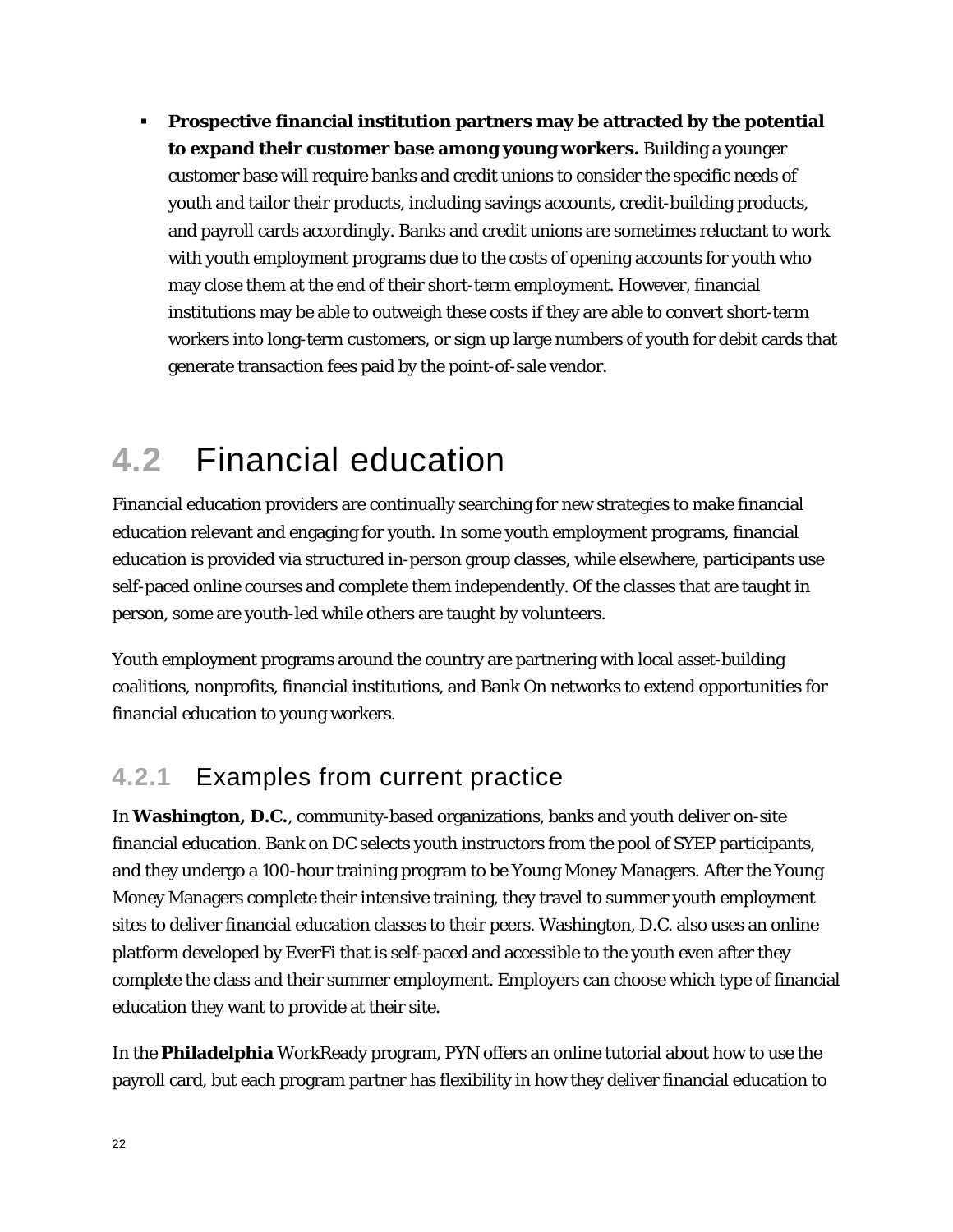- **Prospective financial institution partners may be attracted by the potential to expand their customer base among young workers.** Building a younger customer base will require banks and credit unions to consider the specific needs of youth and tailor their products, including savings accounts, credit-building products, and payroll cards accordingly. Banks and credit unions are sometimes reluctant to work with youth employment programs due to the costs of opening accounts for youth who may close them at the end of their short-term employment. However, financial institutions may be able to outweigh these costs if they are able to convert short-term workers into long-term customers, or sign up large numbers of youth for debit cards that generate transaction fees paid by the point-of-sale vendor.

## 4.2 Financial education

Financial education providers are continually searching for new strategies to make financial education relevant and engaging for youth. In some youth employment programs, financial education is provided via structured in-person group classes, while elsewhere, participants use self-paced online courses and complete them independently. Of the classes that are taught in person, some are youth-led while others are taught by volunteers.

Youth employment programs around the country are partnering with local asset-building coalitions, nonprofits, financial institutions, and Bank On networks to extend opportunities for financial education to young workers.

### 4.2.1 Examples from current practice

In **Washington, D.C.**, community-based organizations, banks and youth deliver on-site financial education. Bank on DC selects youth instructors from the pool of SYEP participants, and they undergo a 100-hour training program to be Young Money Managers. After the Young Money Managers complete their intensive training, they travel to summer youth employment sites to deliver financial education classes to their peers. Washington, D.C. also uses an online platform developed by EverFi that is self-paced and accessible to the youth even after they complete the class and their summer employment. Employers can choose which type of financial education they want to provide at their site.

In the **Philadelphia** WorkReady program, PYN offers an online tutorial about how to use the payroll card, but each program partner has flexibility in how they deliver financial education to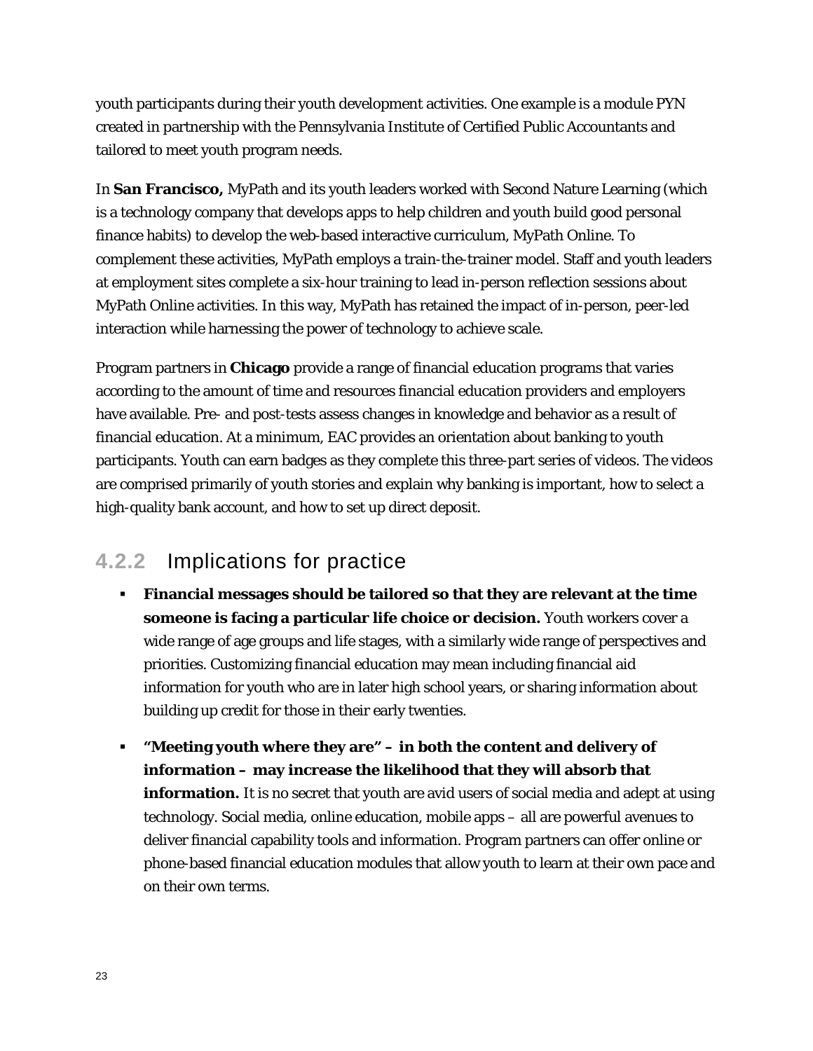youth participants during their youth development activities. One example is a module PYN created in partnership with the Pennsylvania Institute of Certified Public Accountants and tailored to meet youth program needs.

In **San Francisco,** MyPath and its youth leaders worked with Second Nature Learning (which is a technology company that develops apps to help children and youth build good personal finance habits) to develop the web-based interactive curriculum, MyPath Online. To complement these activities, MyPath employs a train-the-trainer model. Staff and youth leaders at employment sites complete a six-hour training to lead in-person reflection sessions about MyPath Online activities. In this way, MyPath has retained the impact of in-person, peer-led interaction while harnessing the power of technology to achieve scale.

Program partners in **Chicago** provide a range of financial education programs that varies according to the amount of time and resources financial education providers and employers have available. Pre- and post-tests assess changes in knowledge and behavior as a result of financial education. At a minimum, EAC provides an orientation about banking to youth participants. Youth can earn badges as they complete this three-part series of videos. The videos are comprised primarily of youth stories and explain why banking is important, how to select a high-quality bank account, and how to set up direct deposit.

### 4.2.2 Implications for practice

- **Financial messages should be tailored so that they are relevant at the time someone is facing a particular life choice or decision.** Youth workers cover a wide range of age groups and life stages, with a similarly wide range of perspectives and priorities. Customizing financial education may mean including financial aid information for youth who are in later high school years, or sharing information about building up credit for those in their early twenties.
- **"Meeting youth where they are" – in both the content and delivery of information – may increase the likelihood that they will absorb that information.** It is no secret that youth are avid users of social media and adept at using technology. Social media, online education, mobile apps – all are powerful avenues to deliver financial capability tools and information. Program partners can offer online or phone-based financial education modules that allow youth to learn at their own pace and on their own terms.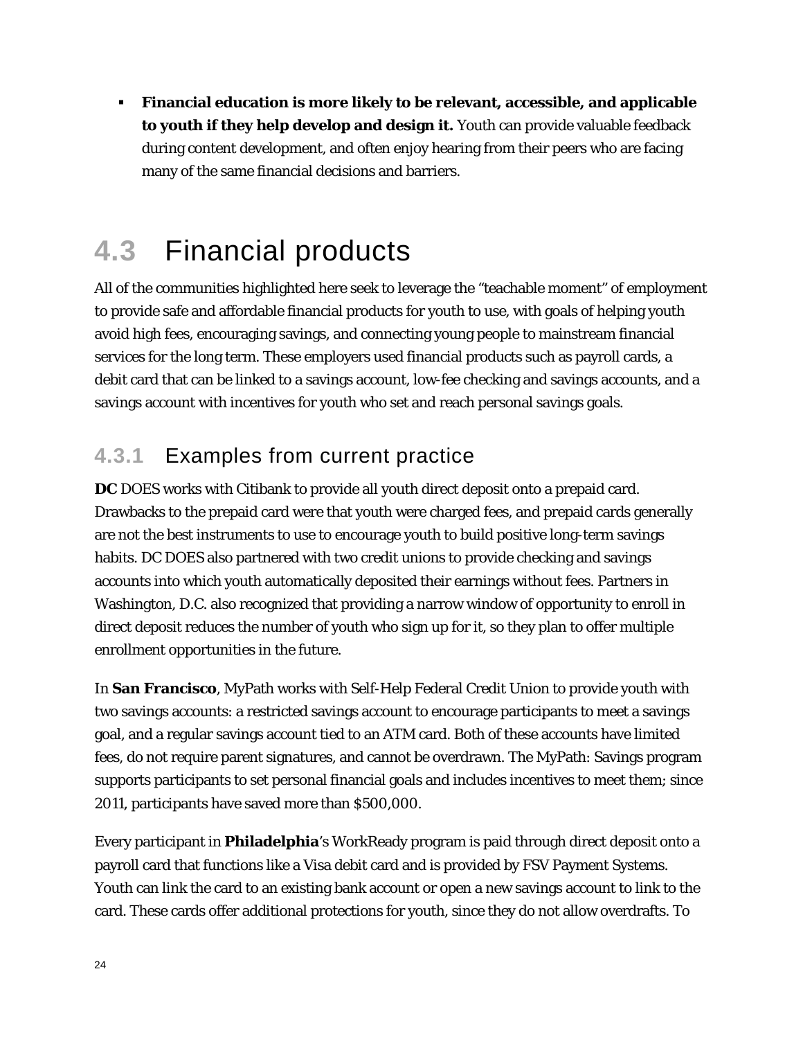- **Financial education is more likely to be relevant, accessible, and applicable to youth if they help develop and design it.** Youth can provide valuable feedback during content development, and often enjoy hearing from their peers who are facing many of the same financial decisions and barriers.

## 4.3 Financial products

All of the communities highlighted here seek to leverage the "teachable moment" of employment to provide safe and affordable financial products for youth to use, with goals of helping youth avoid high fees, encouraging savings, and connecting young people to mainstream financial services for the long term. These employers used financial products such as payroll cards, a debit card that can be linked to a savings account, low-fee checking and savings accounts, and a savings account with incentives for youth who set and reach personal savings goals.

### 4.3.1 Examples from current practice

**DC** DOES works with Citibank to provide all youth direct deposit onto a prepaid card. Drawbacks to the prepaid card were that youth were charged fees, and prepaid cards generally are not the best instruments to use to encourage youth to build positive long-term savings habits. DC DOES also partnered with two credit unions to provide checking and savings accounts into which youth automatically deposited their earnings without fees. Partners in Washington, D.C. also recognized that providing a narrow window of opportunity to enroll in direct deposit reduces the number of youth who sign up for it, so they plan to offer multiple enrollment opportunities in the future.

In **San Francisco**, MyPath works with Self-Help Federal Credit Union to provide youth with two savings accounts: a restricted savings account to encourage participants to meet a savings goal, and a regular savings account tied to an ATM card. Both of these accounts have limited fees, do not require parent signatures, and cannot be overdrawn. The MyPath: Savings program supports participants to set personal financial goals and includes incentives to meet them; since 2011, participants have saved more than $500,000.

Every participant in **Philadelphia**'s WorkReady program is paid through direct deposit onto a payroll card that functions like a Visa debit card and is provided by FSV Payment Systems. Youth can link the card to an existing bank account or open a new savings account to link to the card. These cards offer additional protections for youth, since they do not allow overdrafts. To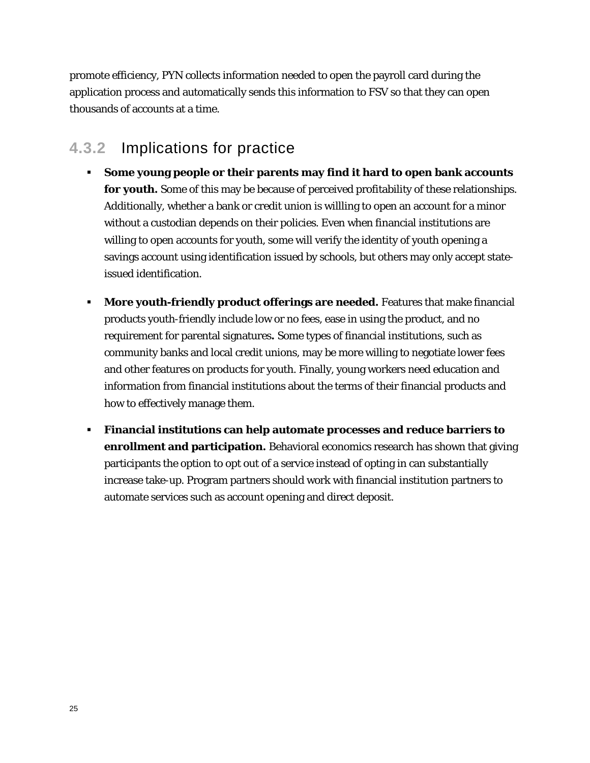promote efficiency, PYN collects information needed to open the payroll card during the application process and automatically sends this information to FSV so that they can open thousands of accounts at a time.

### 4.3.2 Implications for practice

- **Some young people or their parents may find it hard to open bank accounts for youth.** Some of this may be because of perceived profitability of these relationships. Additionally, whether a bank or credit union is willling to open an account for a minor without a custodian depends on their policies. Even when financial institutions are willing to open accounts for youth, some will verify the identity of youth opening a savings account using identification issued by schools, but others may only accept state-issued identification.

- **More youth-friendly product offerings are needed.** Features that make financial products youth-friendly include low or no fees, ease in using the product, and no requirement for parental signatures**.** Some types of financial institutions, such as community banks and local credit unions, may be more willing to negotiate lower fees and other features on products for youth. Finally, young workers need education and information from financial institutions about the terms of their financial products and how to effectively manage them.

- **Financial institutions can help automate processes and reduce barriers to enrollment and participation.** Behavioral economics research has shown that giving participants the option to opt out of a service instead of opting in can substantially increase take-up. Program partners should work with financial institution partners to automate services such as account opening and direct deposit.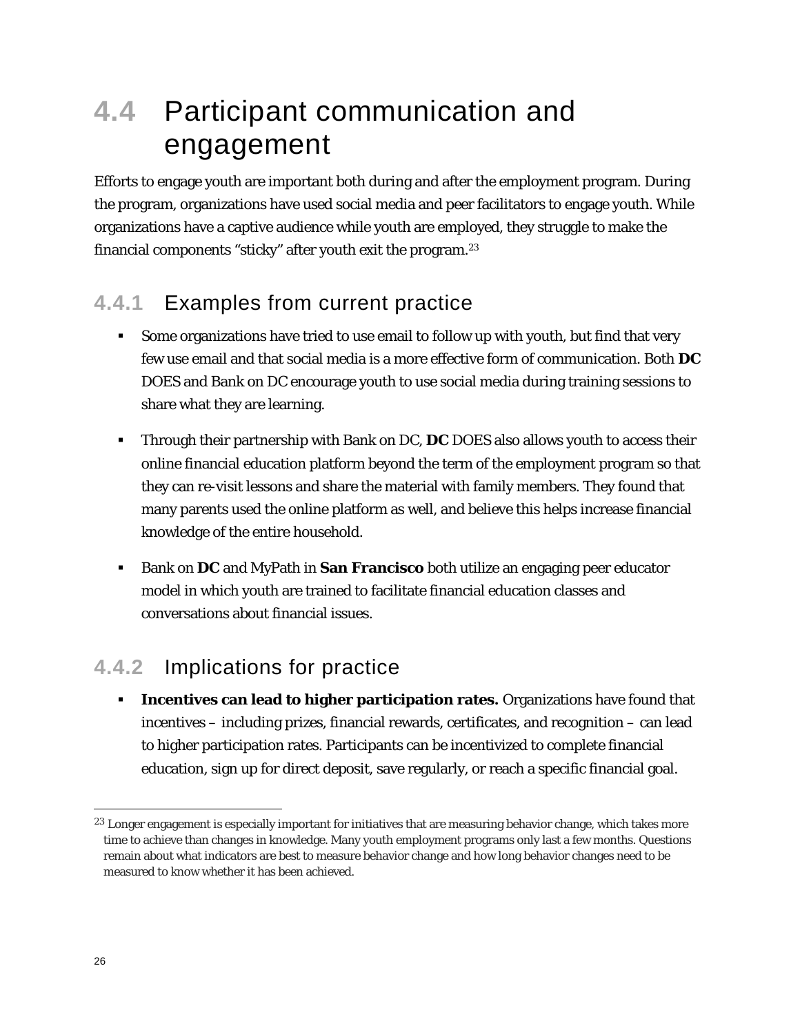## 4.4 Participant communication and engagement

Efforts to engage youth are important both during and after the employment program. During the program, organizations have used social media and peer facilitators to engage youth. While organizations have a captive audience while youth are employed, they struggle to make the financial components "sticky" after youth exit the program.[23]

### 4.4.1 Examples from current practice

- Some organizations have tried to use email to follow up with youth, but find that very few use email and that social media is a more effective form of communication. Both **DC** DOES and Bank on DC encourage youth to use social media during training sessions to share what they are learning.
- Through their partnership with Bank on DC, **DC** DOES also allows youth to access their online financial education platform beyond the term of the employment program so that they can re-visit lessons and share the material with family members. They found that many parents used the online platform as well, and believe this helps increase financial knowledge of the entire household.
- Bank on **DC** and MyPath in **San Francisco** both utilize an engaging peer educator model in which youth are trained to facilitate financial education classes and conversations about financial issues.

### 4.4.2 Implications for practice

- **Incentives can lead to higher participation rates.** Organizations have found that incentives – including prizes, financial rewards, certificates, and recognition – can lead to higher participation rates. Participants can be incentivized to complete financial education, sign up for direct deposit, save regularly, or reach a specific financial goal.

---

[23] Longer engagement is especially important for initiatives that are measuring behavior change, which takes more time to achieve than changes in knowledge. Many youth employment programs only last a few months. Questions remain about what indicators are best to measure behavior change and how long behavior changes need to be measured to know whether it has been achieved.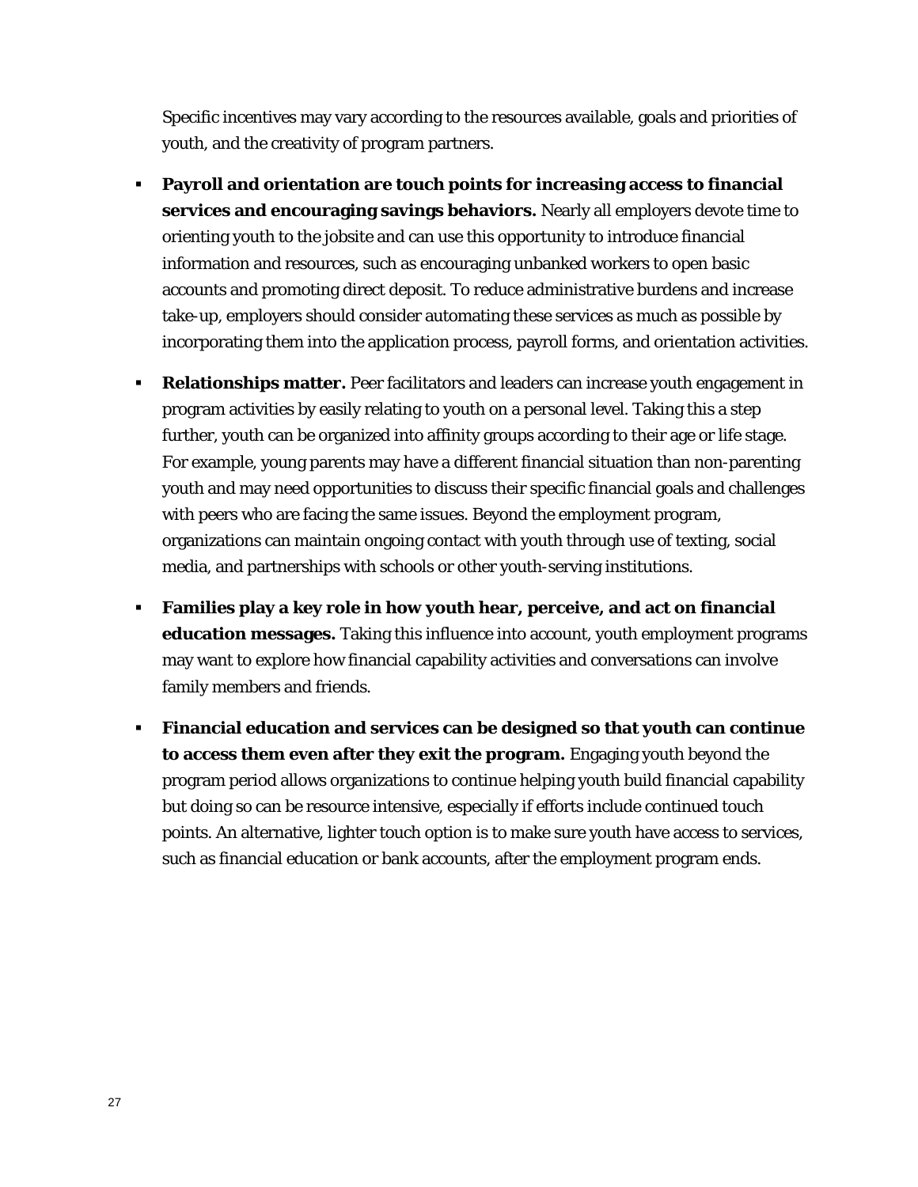Specific incentives may vary according to the resources available, goals and priorities of youth, and the creativity of program partners.

- **Payroll and orientation are touch points for increasing access to financial services and encouraging savings behaviors.** Nearly all employers devote time to orienting youth to the jobsite and can use this opportunity to introduce financial information and resources, such as encouraging unbanked workers to open basic accounts and promoting direct deposit. To reduce administrative burdens and increase take-up, employers should consider automating these services as much as possible by incorporating them into the application process, payroll forms, and orientation activities.

- **Relationships matter.** Peer facilitators and leaders can increase youth engagement in program activities by easily relating to youth on a personal level. Taking this a step further, youth can be organized into affinity groups according to their age or life stage. For example, young parents may have a different financial situation than non-parenting youth and may need opportunities to discuss their specific financial goals and challenges with peers who are facing the same issues. Beyond the employment program, organizations can maintain ongoing contact with youth through use of texting, social media, and partnerships with schools or other youth-serving institutions.

- **Families play a key role in how youth hear, perceive, and act on financial education messages.** Taking this influence into account, youth employment programs may want to explore how financial capability activities and conversations can involve family members and friends.

- **Financial education and services can be designed so that youth can continue to access them even after they exit the program.** Engaging youth beyond the program period allows organizations to continue helping youth build financial capability but doing so can be resource intensive, especially if efforts include continued touch points. An alternative, lighter touch option is to make sure youth have access to services, such as financial education or bank accounts, after the employment program ends.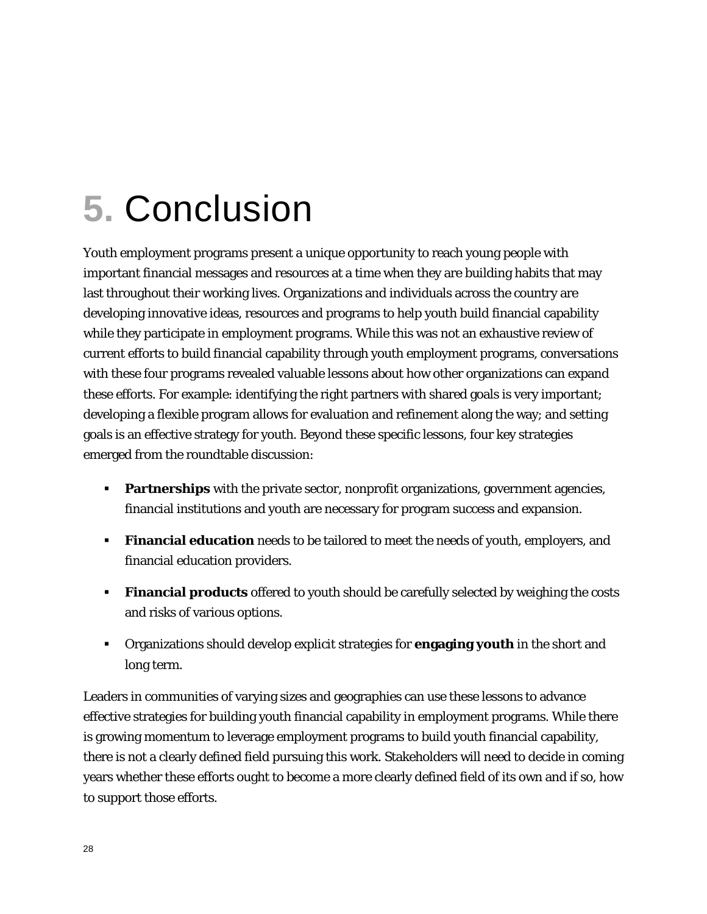# 5. Conclusion

Youth employment programs present a unique opportunity to reach young people with important financial messages and resources at a time when they are building habits that may last throughout their working lives. Organizations and individuals across the country are developing innovative ideas, resources and programs to help youth build financial capability while they participate in employment programs. While this was not an exhaustive review of current efforts to build financial capability through youth employment programs, conversations with these four programs revealed valuable lessons about how other organizations can expand these efforts. For example: identifying the right partners with shared goals is very important; developing a flexible program allows for evaluation and refinement along the way; and setting goals is an effective strategy for youth. Beyond these specific lessons, four key strategies emerged from the roundtable discussion:

- **Partnerships** with the private sector, nonprofit organizations, government agencies, financial institutions and youth are necessary for program success and expansion.
- **Financial education** needs to be tailored to meet the needs of youth, employers, and financial education providers.
- **Financial products** offered to youth should be carefully selected by weighing the costs and risks of various options.
- Organizations should develop explicit strategies for **engaging youth** in the short and long term.

Leaders in communities of varying sizes and geographies can use these lessons to advance effective strategies for building youth financial capability in employment programs. While there is growing momentum to leverage employment programs to build youth financial capability, there is not a clearly defined field pursuing this work. Stakeholders will need to decide in coming years whether these efforts ought to become a more clearly defined field of its own and if so, how to support those efforts.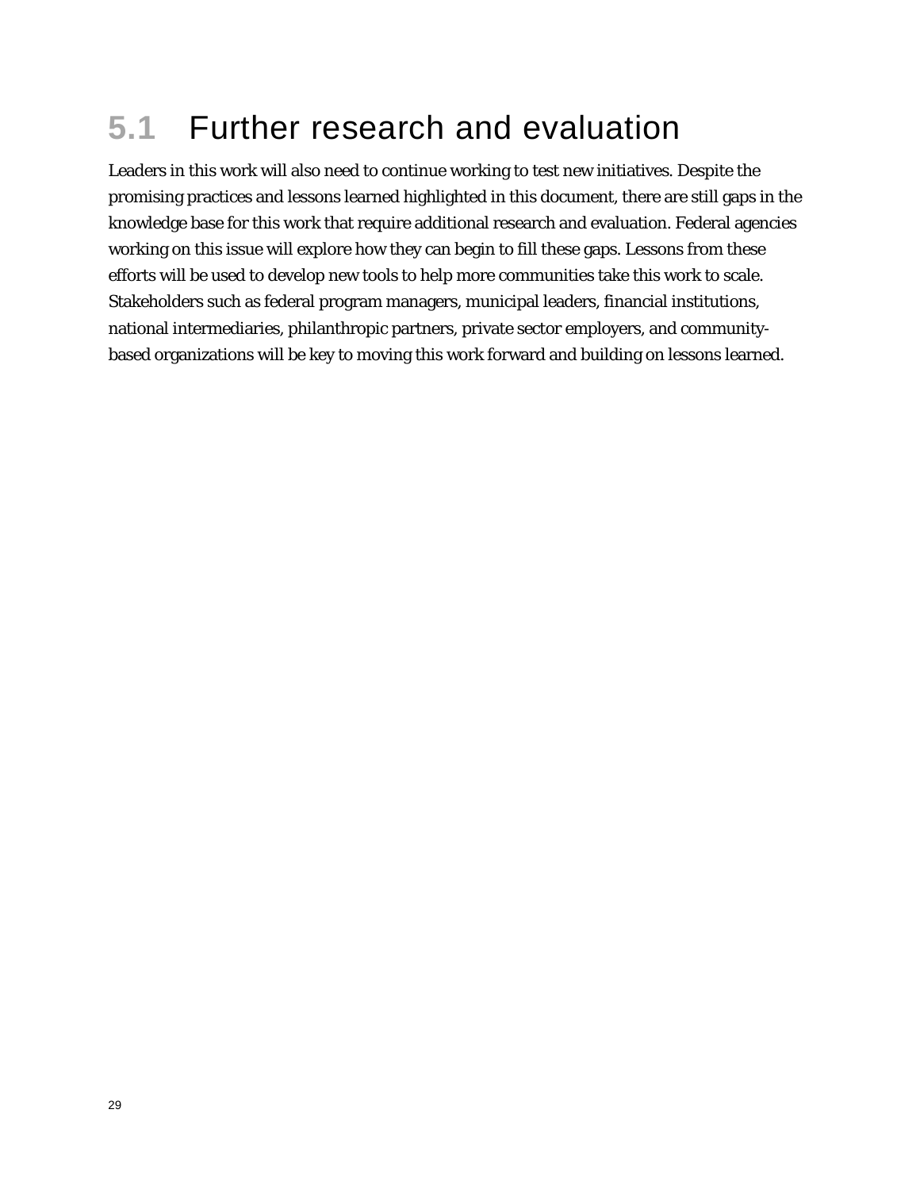## 5.1 Further research and evaluation

Leaders in this work will also need to continue working to test new initiatives. Despite the promising practices and lessons learned highlighted in this document, there are still gaps in the knowledge base for this work that require additional research and evaluation. Federal agencies working on this issue will explore how they can begin to fill these gaps. Lessons from these efforts will be used to develop new tools to help more communities take this work to scale. Stakeholders such as federal program managers, municipal leaders, financial institutions, national intermediaries, philanthropic partners, private sector employers, and community-based organizations will be key to moving this work forward and building on lessons learned.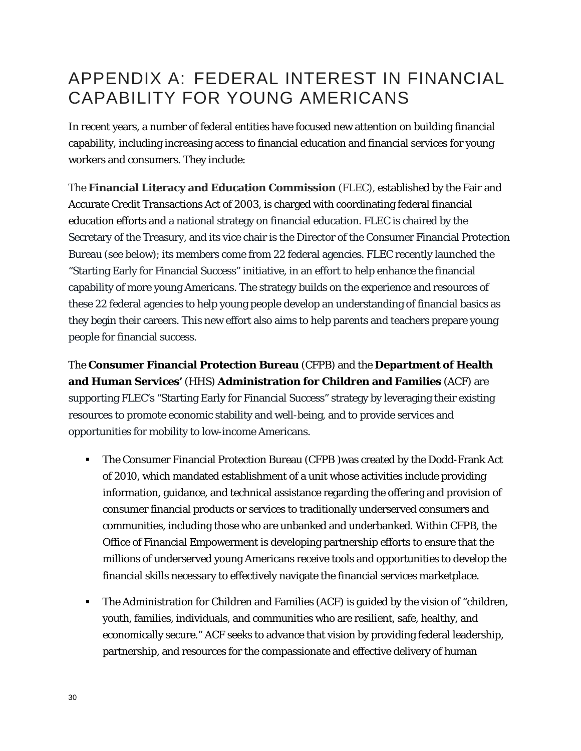# APPENDIX A: FEDERAL INTEREST IN FINANCIAL CAPABILITY FOR YOUNG AMERICANS

In recent years, a number of federal entities have focused new attention on building financial capability, including increasing access to financial education and financial services for young workers and consumers. They include:

The **Financial Literacy and Education Commission** (FLEC), established by the Fair and Accurate Credit Transactions Act of 2003, is charged with coordinating federal financial education efforts and a national strategy on financial education. FLEC is chaired by the Secretary of the Treasury, and its vice chair is the Director of the Consumer Financial Protection Bureau (see below); its members come from 22 federal agencies. FLEC recently launched the "Starting Early for Financial Success" initiative, in an effort to help enhance the financial capability of more young Americans. The strategy builds on the experience and resources of these 22 federal agencies to help young people develop an understanding of financial basics as they begin their careers. This new effort also aims to help parents and teachers prepare young people for financial success.

The **Consumer Financial Protection Bureau** (CFPB) and the **Department of Health and Human Services'** (HHS) **Administration for Children and Families** (ACF) are supporting FLEC's "Starting Early for Financial Success" strategy by leveraging their existing resources to promote economic stability and well-being, and to provide services and opportunities for mobility to low-income Americans.

- The Consumer Financial Protection Bureau (CFPB )was created by the Dodd-Frank Act of 2010, which mandated establishment of a unit whose activities include providing information, guidance, and technical assistance regarding the offering and provision of consumer financial products or services to traditionally underserved consumers and communities, including those who are unbanked and underbanked. Within CFPB, the Office of Financial Empowerment is developing partnership efforts to ensure that the millions of underserved young Americans receive tools and opportunities to develop the financial skills necessary to effectively navigate the financial services marketplace.
- The Administration for Children and Families (ACF) is guided by the vision of "children, youth, families, individuals, and communities who are resilient, safe, healthy, and economically secure." ACF seeks to advance that vision by providing federal leadership, partnership, and resources for the compassionate and effective delivery of human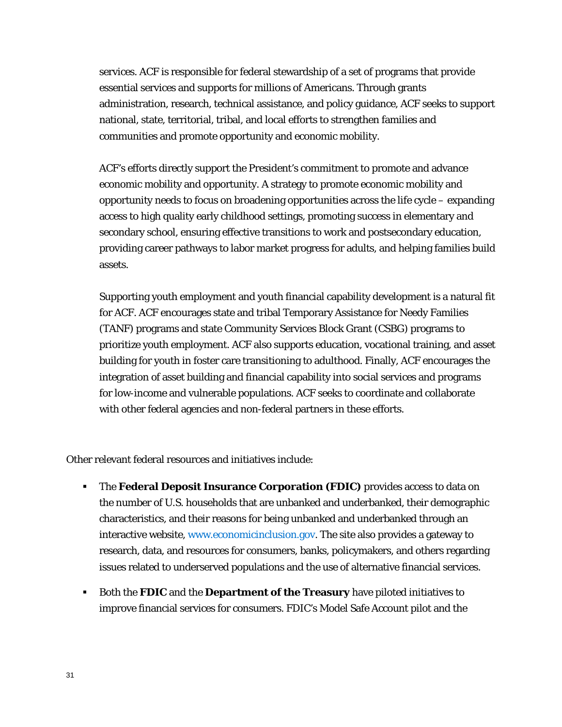services. ACF is responsible for federal stewardship of a set of programs that provide essential services and supports for millions of Americans. Through grants administration, research, technical assistance, and policy guidance, ACF seeks to support national, state, territorial, tribal, and local efforts to strengthen families and communities and promote opportunity and economic mobility.

ACF's efforts directly support the President's commitment to promote and advance economic mobility and opportunity. A strategy to promote economic mobility and opportunity needs to focus on broadening opportunities across the life cycle – expanding access to high quality early childhood settings, promoting success in elementary and secondary school, ensuring effective transitions to work and postsecondary education, providing career pathways to labor market progress for adults, and helping families build assets.

Supporting youth employment and youth financial capability development is a natural fit for ACF. ACF encourages state and tribal Temporary Assistance for Needy Families (TANF) programs and state Community Services Block Grant (CSBG) programs to prioritize youth employment. ACF also supports education, vocational training, and asset building for youth in foster care transitioning to adulthood. Finally, ACF encourages the integration of asset building and financial capability into social services and programs for low-income and vulnerable populations. ACF seeks to coordinate and collaborate with other federal agencies and non-federal partners in these efforts.

Other relevant federal resources and initiatives include:

- The **Federal Deposit Insurance Corporation (FDIC)** provides access to data on the number of U.S. households that are unbanked and underbanked, their demographic characteristics, and their reasons for being unbanked and underbanked through an interactive website, www.economicinclusion.gov. The site also provides a gateway to research, data, and resources for consumers, banks, policymakers, and others regarding issues related to underserved populations and the use of alternative financial services.
- Both the **FDIC** and the **Department of the Treasury** have piloted initiatives to improve financial services for consumers. FDIC's Model Safe Account pilot and the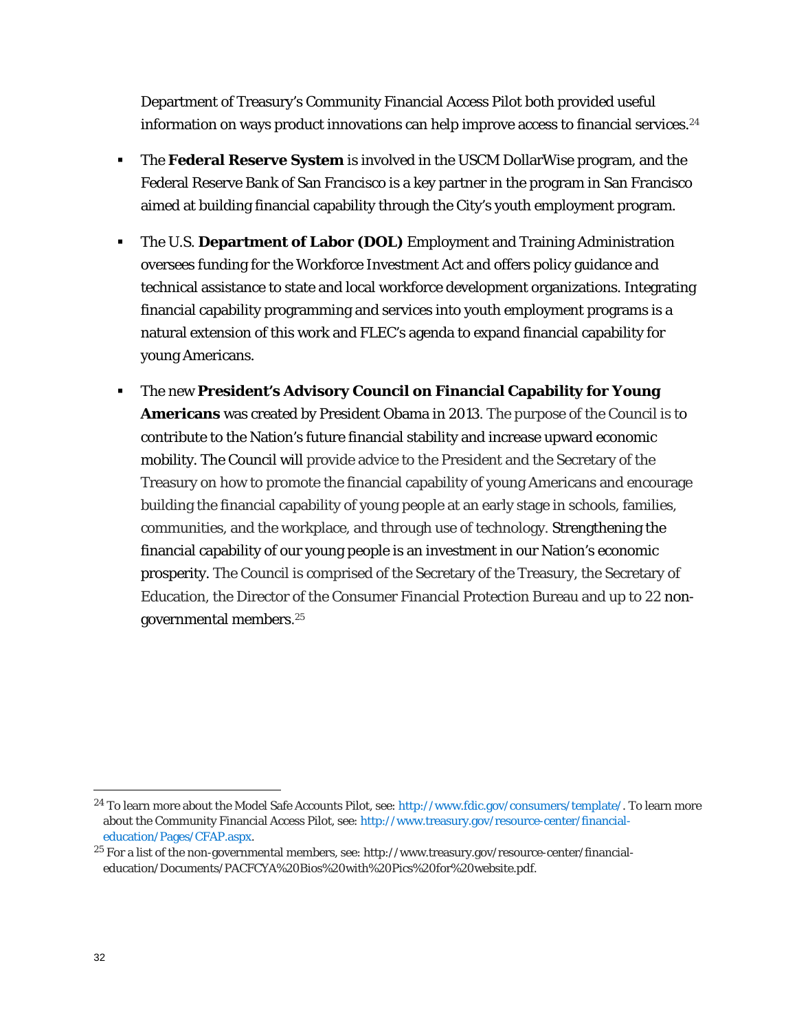Department of Treasury's Community Financial Access Pilot both provided useful information on ways product innovations can help improve access to financial services.[24]

- The **Federal Reserve System** is involved in the USCM DollarWise program, and the Federal Reserve Bank of San Francisco is a key partner in the program in San Francisco aimed at building financial capability through the City's youth employment program.

- The U.S. **Department of Labor (DOL)** Employment and Training Administration oversees funding for the Workforce Investment Act and offers policy guidance and technical assistance to state and local workforce development organizations. Integrating financial capability programming and services into youth employment programs is a natural extension of this work and FLEC's agenda to expand financial capability for young Americans.

- The new **President's Advisory Council on Financial Capability for Young Americans** was created by President Obama in 2013. The purpose of the Council is to contribute to the Nation's future financial stability and increase upward economic mobility. The Council will provide advice to the President and the Secretary of the Treasury on how to promote the financial capability of young Americans and encourage building the financial capability of young people at an early stage in schools, families, communities, and the workplace, and through use of technology. Strengthening the financial capability of our young people is an investment in our Nation's economic prosperity. The Council is comprised of the Secretary of the Treasury, the Secretary of Education, the Director of the Consumer Financial Protection Bureau and up to 22 non-governmental members.[25]

---

[24] To learn more about the Model Safe Accounts Pilot, see: http://www.fdic.gov/consumers/template/. To learn more about the Community Financial Access Pilot, see: http://www.treasury.gov/resource-center/financial-education/Pages/CFAP.aspx.

[25] For a list of the non-governmental members, see: http://www.treasury.gov/resource-center/financial-education/Documents/PACFCYA%20Bios%20with%20Pics%20for%20website.pdf.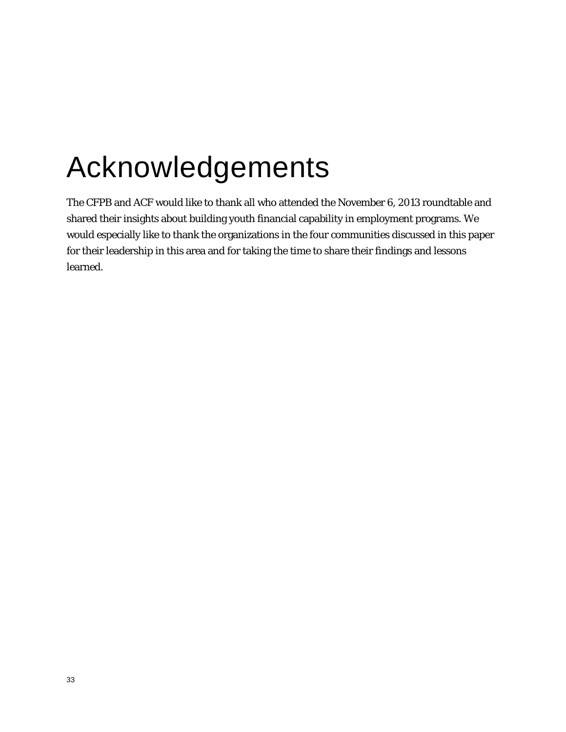# Acknowledgements

The CFPB and ACF would like to thank all who attended the November 6, 2013 roundtable and shared their insights about building youth financial capability in employment programs. We would especially like to thank the organizations in the four communities discussed in this paper for their leadership in this area and for taking the time to share their findings and lessons learned.